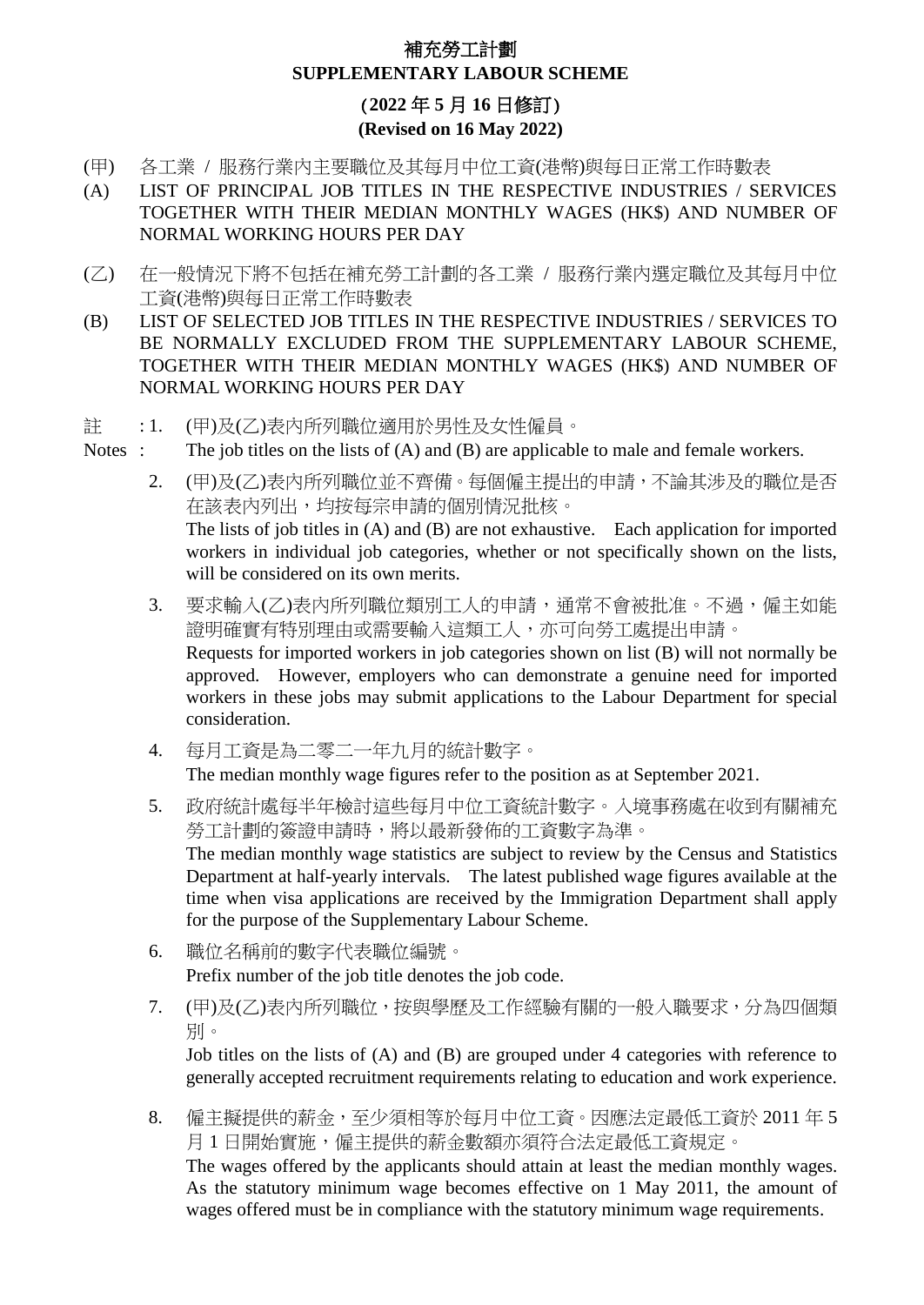# 補充勞工計劃
# SUPPLEMENTARY LABOUR SCHEME

**(2022 年 5 月 16 日修訂)**
**(Revised on 16 May 2022)**

(甲) 各工業 / 服務行業內主要職位及其每月中位工資(港幣)與每日正常工作時數表

(A) LIST OF PRINCIPAL JOB TITLES IN THE RESPECTIVE INDUSTRIES / SERVICES TOGETHER WITH THEIR MEDIAN MONTHLY WAGES (HK$) AND NUMBER OF NORMAL WORKING HOURS PER DAY

(乙) 在一般情況下將不包括在補充勞工計劃的各工業 / 服務行業內選定職位及其每月中位工資(港幣)與每日正常工作時數表

(B) LIST OF SELECTED JOB TITLES IN THE RESPECTIVE INDUSTRIES / SERVICES TO BE NORMALLY EXCLUDED FROM THE SUPPLEMENTARY LABOUR SCHEME, TOGETHER WITH THEIR MEDIAN MONTHLY WAGES (HK$) AND NUMBER OF NORMAL WORKING HOURS PER DAY

註 :
Notes :

1. (甲)及(乙)表內所列職位適用於男性及女性僱員。
   The job titles on the lists of (A) and (B) are applicable to male and female workers.

2. (甲)及(乙)表內所列職位並不齊備。每個僱主提出的申請，不論其涉及的職位是否在該表內列出，均按每宗申請的個別情況批核。
   The lists of job titles in (A) and (B) are not exhaustive. Each application for imported workers in individual job categories, whether or not specifically shown on the lists, will be considered on its own merits.

3. 要求輸入(乙)表內所列職位類別工人的申請，通常不會被批准。不過，僱主如能證明確實有特別理由或需要輸入這類工人，亦可向勞工處提出申請。
   Requests for imported workers in job categories shown on list (B) will not normally be approved. However, employers who can demonstrate a genuine need for imported workers in these jobs may submit applications to the Labour Department for special consideration.

4. 每月工資是為二零二一年九月的統計數字。
   The median monthly wage figures refer to the position as at September 2021.

5. 政府統計處每半年檢討這些每月中位工資統計數字。入境事務處在收到有關補充勞工計劃的簽證申請時，將以最新發佈的工資數字為準。
   The median monthly wage statistics are subject to review by the Census and Statistics Department at half-yearly intervals. The latest published wage figures available at the time when visa applications are received by the Immigration Department shall apply for the purpose of the Supplementary Labour Scheme.

6. 職位名稱前的數字代表職位編號。
   Prefix number of the job title denotes the job code.

7. (甲)及(乙)表內所列職位，按與學歷及工作經驗有關的一般入職要求，分為四個類別。
   Job titles on the lists of (A) and (B) are grouped under 4 categories with reference to generally accepted recruitment requirements relating to education and work experience.

8. 僱主擬提供的薪金，至少須相等於每月中位工資。因應法定最低工資於 2011 年 5 月 1 日開始實施，僱主提供的薪金數額亦須符合法定最低工資規定。
   The wages offered by the applicants should attain at least the median monthly wages. As the statutory minimum wage becomes effective on 1 May 2011, the amount of wages offered must be in compliance with the statutory minimum wage requirements.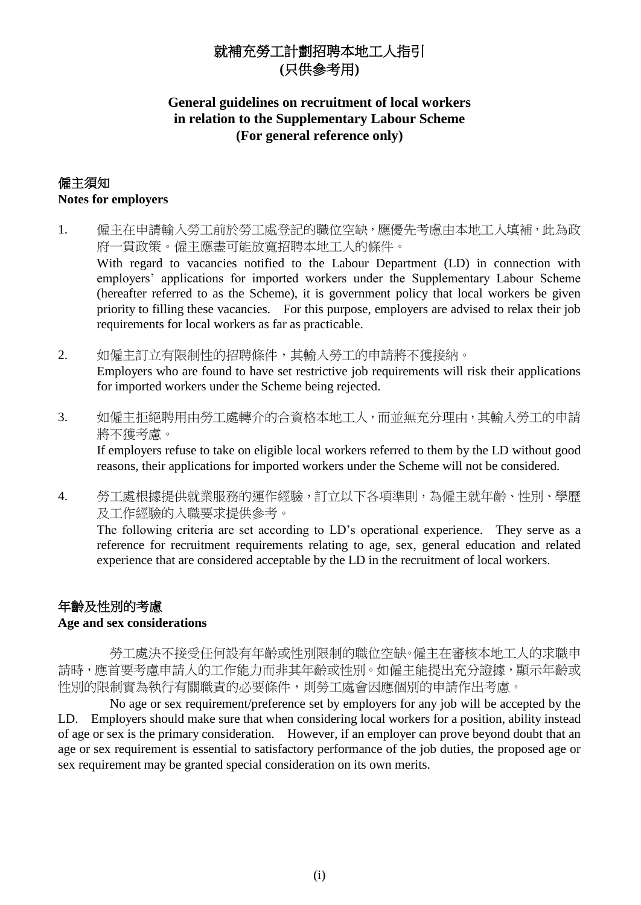# 就補充勞工計劃招聘本地工人指引
# (只供參考用)

# General guidelines on recruitment of local workers in relation to the Supplementary Labour Scheme (For general reference only)

## 僱主須知
**Notes for employers**

1. 僱主在申請輸入勞工前於勞工處登記的職位空缺，應優先考慮由本地工人填補，此為政府一貫政策。僱主應盡可能放寬招聘本地工人的條件。

   With regard to vacancies notified to the Labour Department (LD) in connection with employers' applications for imported workers under the Supplementary Labour Scheme (hereafter referred to as the Scheme), it is government policy that local workers be given priority to filling these vacancies. For this purpose, employers are advised to relax their job requirements for local workers as far as practicable.

2. 如僱主訂立有限制性的招聘條件，其輸入勞工的申請將不獲接納。

   Employers who are found to have set restrictive job requirements will risk their applications for imported workers under the Scheme being rejected.

3. 如僱主拒絕聘用由勞工處轉介的合資格本地工人，而並無充分理由，其輸入勞工的申請將不獲考慮。

   If employers refuse to take on eligible local workers referred to them by the LD without good reasons, their applications for imported workers under the Scheme will not be considered.

4. 勞工處根據提供就業服務的運作經驗，訂立以下各項準則，為僱主就年齡、性別、學歷及工作經驗的入職要求提供參考。

   The following criteria are set according to LD's operational experience. They serve as a reference for recruitment requirements relating to age, sex, general education and related experience that are considered acceptable by the LD in the recruitment of local workers.

## 年齡及性別的考慮
**Age and sex considerations**

勞工處決不接受任何設有年齡或性別限制的職位空缺。僱主在審核本地工人的求職申請時，應首要考慮申請人的工作能力而非其年齡或性別。如僱主能提出充分證據，顯示年齡或性別的限制實為執行有關職責的必要條件，則勞工處會因應個別的申請作出考慮。

No age or sex requirement/preference set by employers for any job will be accepted by the LD. Employers should make sure that when considering local workers for a position, ability instead of age or sex is the primary consideration. However, if an employer can prove beyond doubt that an age or sex requirement is essential to satisfactory performance of the job duties, the proposed age or sex requirement may be granted special consideration on its own merits.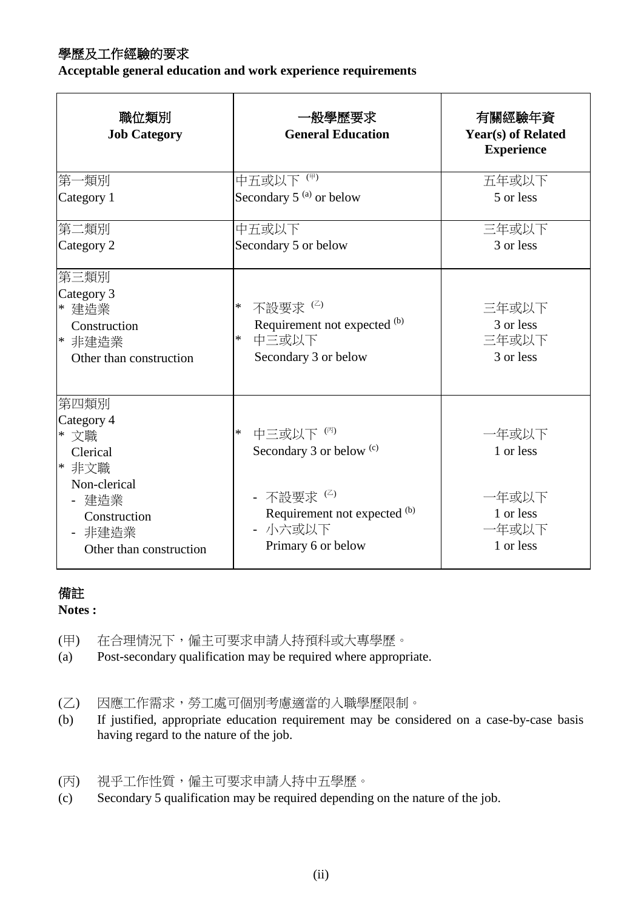## 學歷及工作經驗的要求

**Acceptable general education and work experience requirements**

| 職位類別<br>**Job Category** | 一般學歷要求<br>**General Education** | 有關經驗年資<br>**Year(s) of Related Experience** |
|---|---|---|
| 第一類別<br>Category 1 | 中五或以下 (甲)<br>Secondary 5 (a) or below | 五年或以下<br>5 or less |
| 第二類別<br>Category 2 | 中五或以下<br>Secondary 5 or below | 三年或以下<br>3 or less |
| 第三類別<br>Category 3<br>* 建造業<br>Construction<br>* 非建造業<br>Other than construction | * 不設要求 (乙)<br>Requirement not expected (b)<br>* 中三或以下<br>Secondary 3 or below | 三年或以下<br>3 or less<br>三年或以下<br>3 or less |
| 第四類別<br>Category 4<br>* 文職<br>Clerical<br>* 非文職<br>Non-clerical<br>- 建造業<br>Construction<br>- 非建造業<br>Other than construction | * 中三或以下 (丙)<br>Secondary 3 or below (c)<br><br>- 不設要求 (乙)<br>Requirement not expected (b)<br>- 小六或以下<br>Primary 6 or below | 一年或以下<br>1 or less<br><br>一年或以下<br>1 or less<br>一年或以下<br>1 or less |

## 備註

**Notes :**

(甲) 在合理情況下，僱主可要求申請人持預科或大專學歷。
(a) Post-secondary qualification may be required where appropriate.

(乙) 因應工作需求，勞工處可個別考慮適當的入職學歷限制。
(b) If justified, appropriate education requirement may be considered on a case-by-case basis having regard to the nature of the job.

(丙) 視乎工作性質，僱主可要求申請人持中五學歷。
(c) Secondary 5 qualification may be required depending on the nature of the job.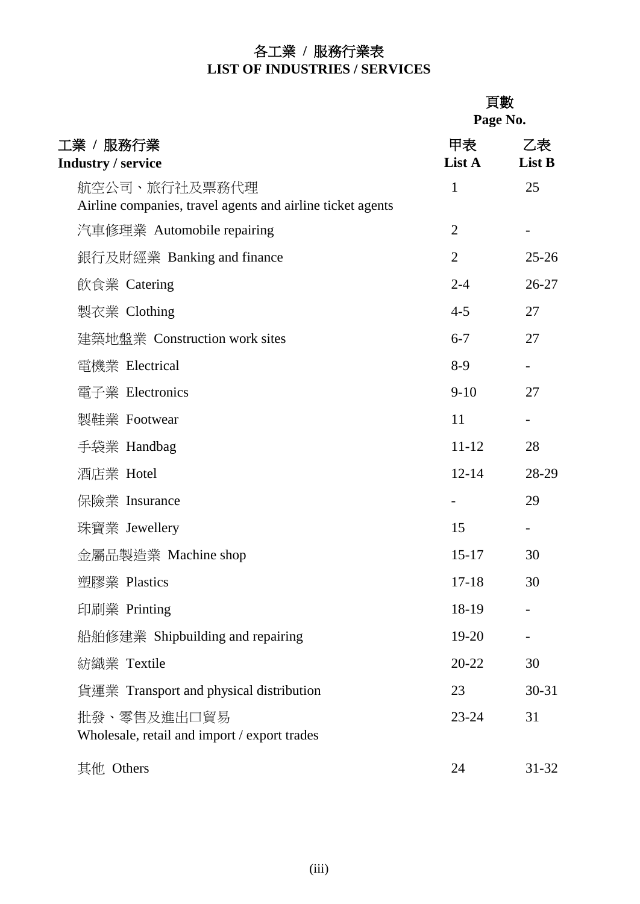# 各工業 / 服務行業表
# LIST OF INDUSTRIES / SERVICES

| 工業 / 服務行業<br>**Industry / service** | 頁數 Page No.<br>甲表<br>**List A** | <br>乙表<br>**List B** |
|---|---|---|
| 航空公司、旅行社及票務代理<br>Airline companies, travel agents and airline ticket agents | 1 | 25 |
| 汽車修理業 Automobile repairing | 2 | - |
| 銀行及財經業 Banking and finance | 2 | 25-26 |
| 飲食業 Catering | 2-4 | 26-27 |
| 製衣業 Clothing | 4-5 | 27 |
| 建築地盤業 Construction work sites | 6-7 | 27 |
| 電機業 Electrical | 8-9 | - |
| 電子業 Electronics | 9-10 | 27 |
| 製鞋業 Footwear | 11 | - |
| 手袋業 Handbag | 11-12 | 28 |
| 酒店業 Hotel | 12-14 | 28-29 |
| 保險業 Insurance | - | 29 |
| 珠寶業 Jewellery | 15 | - |
| 金屬品製造業 Machine shop | 15-17 | 30 |
| 塑膠業 Plastics | 17-18 | 30 |
| 印刷業 Printing | 18-19 | - |
| 船舶修建業 Shipbuilding and repairing | 19-20 | - |
| 紡織業 Textile | 20-22 | 30 |
| 貨運業 Transport and physical distribution | 23 | 30-31 |
| 批發、零售及進出口貿易<br>Wholesale, retail and import / export trades | 23-24 | 31 |
| 其他 Others | 24 | 31-32 |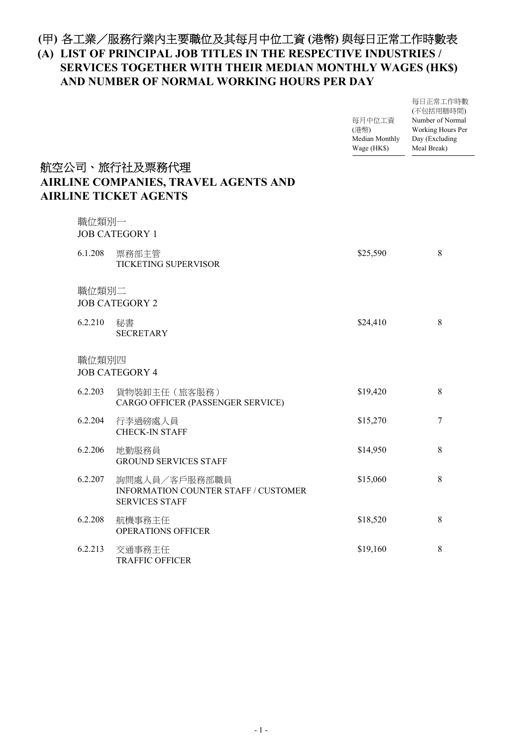# (甲) 各工業／服務行業內主要職位及其每月中位工資 (港幣) 與每日正常工作時數表

# (A) LIST OF PRINCIPAL JOB TITLES IN THE RESPECTIVE INDUSTRIES / SERVICES TOGETHER WITH THEIR MEDIAN MONTHLY WAGES (HK$) AND NUMBER OF NORMAL WORKING HOURS PER DAY

## 航空公司、旅行社及票務代理
## AIRLINE COMPANIES, TRAVEL AGENTS AND AIRLINE TICKET AGENTS

| | | 每月中位工資 (港幣) Median Monthly Wage (HK$) | 每日正常工作時數 (不包括用膳時間) Number of Normal Working Hours Per Day (Excluding Meal Break) |
|---|---|---|---|
| 職位類別一 JOB CATEGORY 1 | | | |
| 6.1.208 | 票務部主管 TICKETING SUPERVISOR | $25,590 | 8 |
| 職位類別二 JOB CATEGORY 2 | | | |
| 6.2.210 | 秘書 SECRETARY | $24,410 | 8 |
| 職位類別四 JOB CATEGORY 4 | | | |
| 6.2.203 | 貨物裝卸主任（旅客服務） CARGO OFFICER (PASSENGER SERVICE) | $19,420 | 8 |
| 6.2.204 | 行李過磅處人員 CHECK-IN STAFF | $15,270 | 7 |
| 6.2.206 | 地勤服務員 GROUND SERVICES STAFF | $14,950 | 8 |
| 6.2.207 | 詢問處人員／客戶服務部職員 INFORMATION COUNTER STAFF / CUSTOMER SERVICES STAFF | $15,060 | 8 |
| 6.2.208 | 航機事務主任 OPERATIONS OFFICER | $18,520 | 8 |
| 6.2.213 | 交通事務主任 TRAFFIC OFFICER | $19,160 | 8 |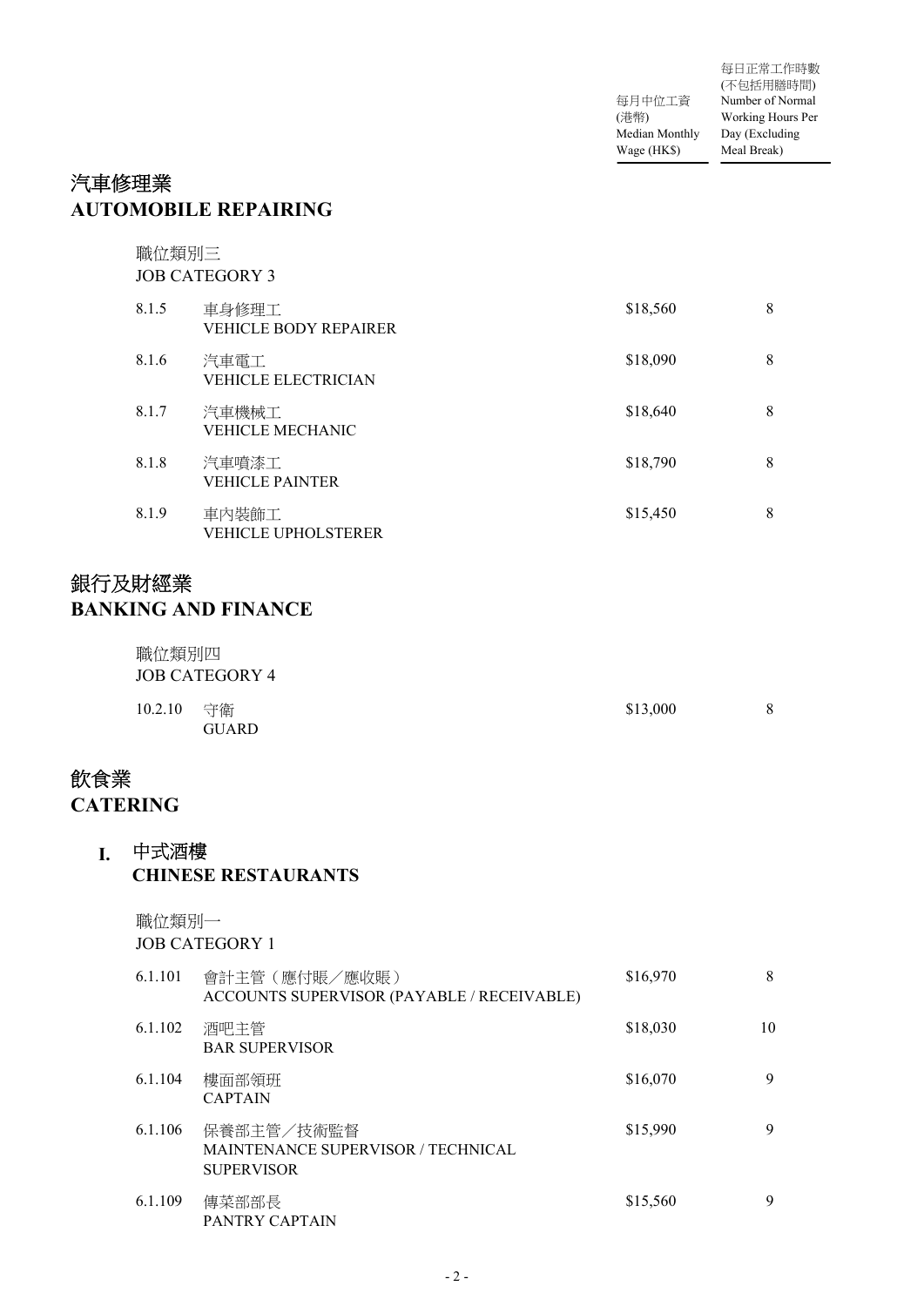| | | 每月中位工資 (港幣) Median Monthly Wage (HK$) | 每日正常工作時數 (不包括用膳時間) Number of Normal Working Hours Per Day (Excluding Meal Break) |
|---|---|---|---|

## 汽車修理業
## AUTOMOBILE REPAIRING

職位類別三
JOB CATEGORY 3

| | | | |
|---|---|---|---|
| 8.1.5 | 車身修理工<br>VEHICLE BODY REPAIRER | $18,560 | 8 |
| 8.1.6 | 汽車電工<br>VEHICLE ELECTRICIAN | $18,090 | 8 |
| 8.1.7 | 汽車機械工<br>VEHICLE MECHANIC | $18,640 | 8 |
| 8.1.8 | 汽車噴漆工<br>VEHICLE PAINTER | $18,790 | 8 |
| 8.1.9 | 車內裝飾工<br>VEHICLE UPHOLSTERER | $15,450 | 8 |

## 銀行及財經業
## BANKING AND FINANCE

職位類別四
JOB CATEGORY 4

| | | | |
|---|---|---|---|
| 10.2.10 | 守衛<br>GUARD | $13,000 | 8 |

## 飲食業
## CATERING

### I. 中式酒樓
### CHINESE RESTAURANTS

職位類別一
JOB CATEGORY 1

| | | | |
|---|---|---|---|
| 6.1.101 | 會計主管（應付賬／應收賬）<br>ACCOUNTS SUPERVISOR (PAYABLE / RECEIVABLE) | $16,970 | 8 |
| 6.1.102 | 酒吧主管<br>BAR SUPERVISOR | $18,030 | 10 |
| 6.1.104 | 樓面部領班<br>CAPTAIN | $16,070 | 9 |
| 6.1.106 | 保養部主管／技術監督<br>MAINTENANCE SUPERVISOR / TECHNICAL SUPERVISOR | $15,990 | 9 |
| 6.1.109 | 傳菜部部長<br>PANTRY CAPTAIN | $15,560 | 9 |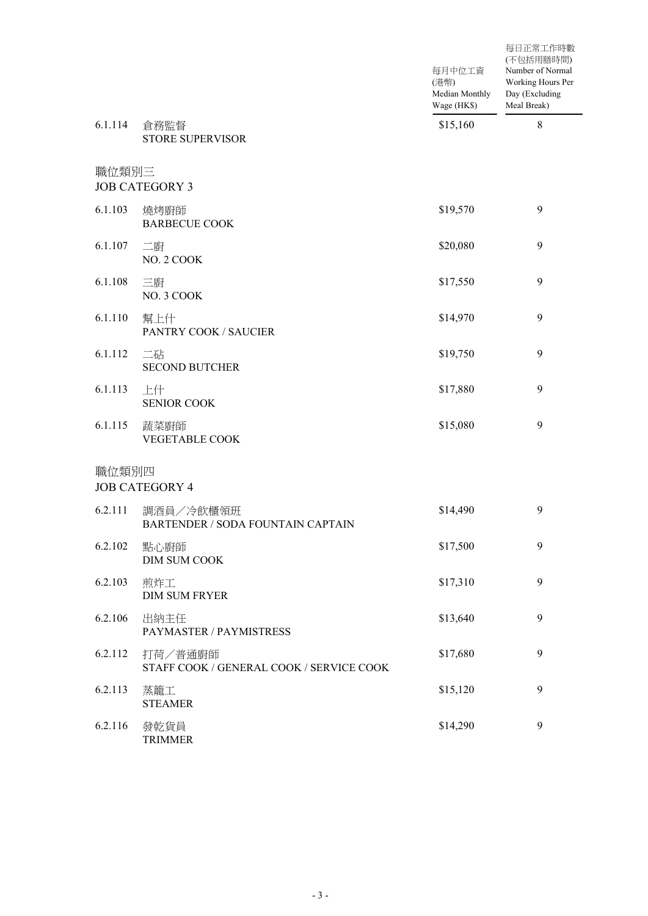| | | 每月中位工資<br>(港幣)<br>Median Monthly Wage (HK$) | 每日正常工作時數<br>(不包括用膳時間)<br>Number of Normal Working Hours Per Day (Excluding Meal Break) |
|---|---|---|---|
| 6.1.114 | 倉務監督<br>STORE SUPERVISOR | \$15,160 | 8 |
| **職位類別三<br>JOB CATEGORY 3** | | | |
| 6.1.103 | 燒烤廚師<br>BARBECUE COOK | \$19,570 | 9 |
| 6.1.107 | 二廚<br>NO. 2 COOK | \$20,080 | 9 |
| 6.1.108 | 三廚<br>NO. 3 COOK | \$17,550 | 9 |
| 6.1.110 | 幫上什<br>PANTRY COOK / SAUCIER | \$14,970 | 9 |
| 6.1.112 | 二砧<br>SECOND BUTCHER | \$19,750 | 9 |
| 6.1.113 | 上什<br>SENIOR COOK | \$17,880 | 9 |
| 6.1.115 | 蔬菜廚師<br>VEGETABLE COOK | \$15,080 | 9 |
| **職位類別四<br>JOB CATEGORY 4** | | | |
| 6.2.111 | 調酒員／冷飲櫃領班<br>BARTENDER / SODA FOUNTAIN CAPTAIN | \$14,490 | 9 |
| 6.2.102 | 點心廚師<br>DIM SUM COOK | \$17,500 | 9 |
| 6.2.103 | 煎炸工<br>DIM SUM FRYER | \$17,310 | 9 |
| 6.2.106 | 出納主任<br>PAYMASTER / PAYMISTRESS | \$13,640 | 9 |
| 6.2.112 | 打荷／普通廚師<br>STAFF COOK / GENERAL COOK / SERVICE COOK | \$17,680 | 9 |
| 6.2.113 | 蒸籠工<br>STEAMER | \$15,120 | 9 |
| 6.2.116 | 發乾貨員<br>TRIMMER | \$14,290 | 9 |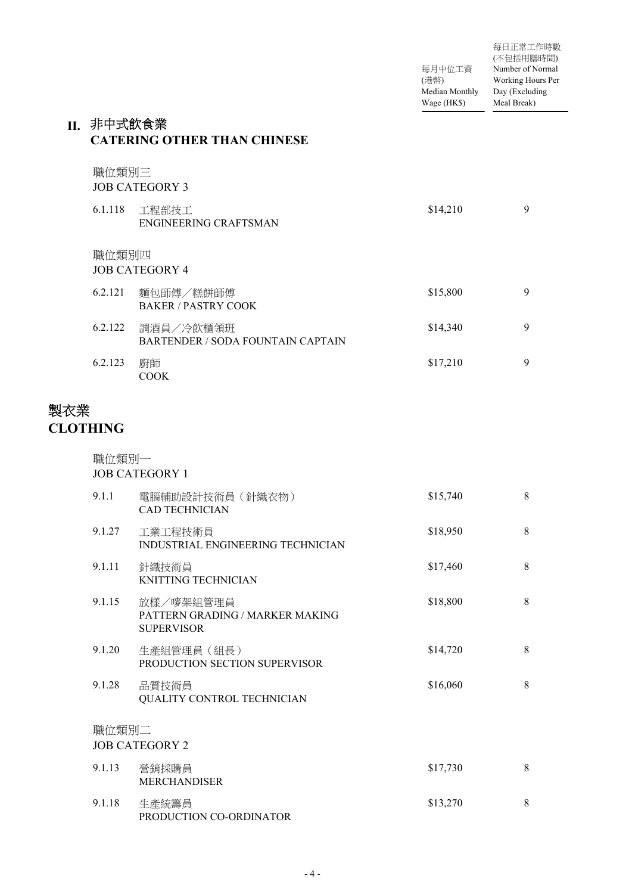| | | 每月中位工資 (港幣) Median Monthly Wage (HK$) | 每日正常工作時數 (不包括用膳時間) Number of Normal Working Hours Per Day (Excluding Meal Break) |
|---|---|---|---|

## II. 非中式飲食業 CATERING OTHER THAN CHINESE

職位類別三
JOB CATEGORY 3

| | | | |
|---|---|---|---|
| 6.1.118 | 工程部技工<br>ENGINEERING CRAFTSMAN | $14,210 | 9 |

職位類別四
JOB CATEGORY 4

| | | | |
|---|---|---|---|
| 6.2.121 | 麵包師傅／糕餅師傅<br>BAKER / PASTRY COOK | $15,800 | 9 |
| 6.2.122 | 調酒員／冷飲櫃領班<br>BARTENDER / SODA FOUNTAIN CAPTAIN | $14,340 | 9 |
| 6.2.123 | 廚師<br>COOK | $17,210 | 9 |

# 製衣業 CLOTHING

職位類別一
JOB CATEGORY 1

| | | | |
|---|---|---|---|
| 9.1.1 | 電腦輔助設計技術員（針織衣物）<br>CAD TECHNICIAN | $15,740 | 8 |
| 9.1.27 | 工業工程技術員<br>INDUSTRIAL ENGINEERING TECHNICIAN | $18,950 | 8 |
| 9.1.11 | 針織技術員<br>KNITTING TECHNICIAN | $17,460 | 8 |
| 9.1.15 | 放樣／嘜架組管理員<br>PATTERN GRADING / MARKER MAKING SUPERVISOR | $18,800 | 8 |
| 9.1.20 | 生產組管理員（組長）<br>PRODUCTION SECTION SUPERVISOR | $14,720 | 8 |
| 9.1.28 | 品質技術員<br>QUALITY CONTROL TECHNICIAN | $16,060 | 8 |

職位類別二
JOB CATEGORY 2

| | | | |
|---|---|---|---|
| 9.1.13 | 營銷採購員<br>MERCHANDISER | $17,730 | 8 |
| 9.1.18 | 生產統籌員<br>PRODUCTION CO-ORDINATOR | $13,270 | 8 |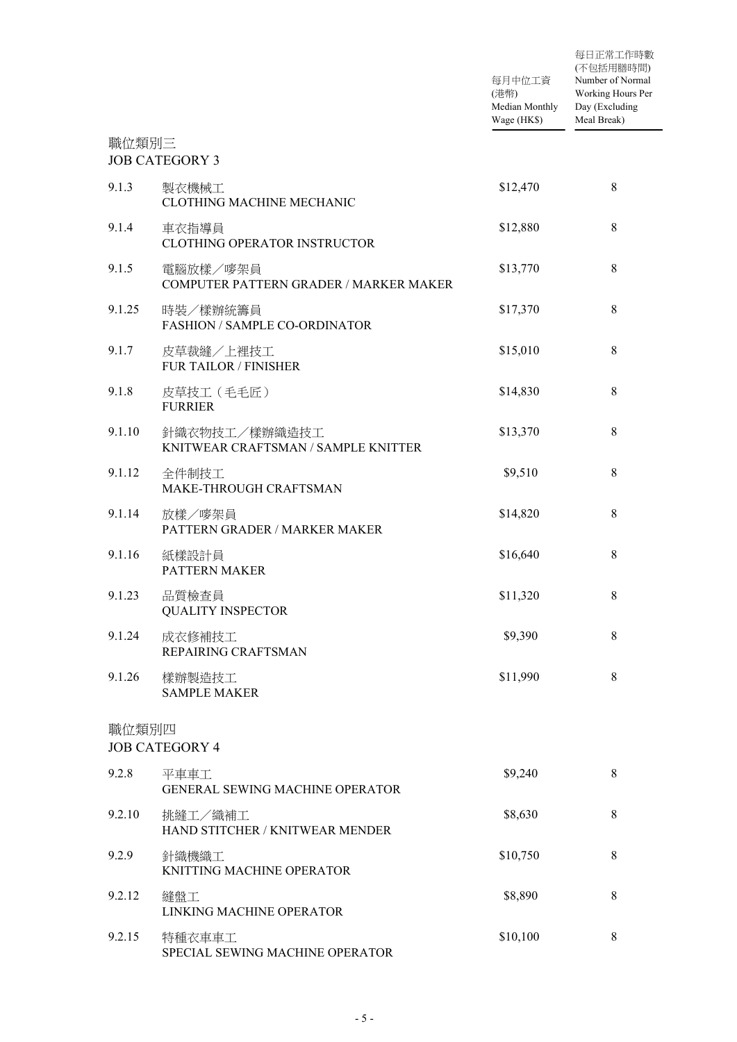| | | 每月中位工資 (港幣) Median Monthly Wage (HK$) | 每日正常工作時數 (不包括用膳時間) Number of Normal Working Hours Per Day (Excluding Meal Break) |
|---|---|---|---|
| **職位類別三 JOB CATEGORY 3** | | | |
| 9.1.3 | 製衣機械工 CLOTHING MACHINE MECHANIC | $12,470 | 8 |
| 9.1.4 | 車衣指導員 CLOTHING OPERATOR INSTRUCTOR | $12,880 | 8 |
| 9.1.5 | 電腦放樣／嘜架員 COMPUTER PATTERN GRADER / MARKER MAKER | $13,770 | 8 |
| 9.1.25 | 時裝／樣辦統籌員 FASHION / SAMPLE CO-ORDINATOR | $17,370 | 8 |
| 9.1.7 | 皮草裁縫／上裡技工 FUR TAILOR / FINISHER | $15,010 | 8 |
| 9.1.8 | 皮草技工（毛毛匠） FURRIER | $14,830 | 8 |
| 9.1.10 | 針織衣物技工／樣辦織造技工 KNITWEAR CRAFTSMAN / SAMPLE KNITTER | $13,370 | 8 |
| 9.1.12 | 全件制技工 MAKE-THROUGH CRAFTSMAN | $9,510 | 8 |
| 9.1.14 | 放樣／嘜架員 PATTERN GRADER / MARKER MAKER | $14,820 | 8 |
| 9.1.16 | 紙樣設計員 PATTERN MAKER | $16,640 | 8 |
| 9.1.23 | 品質檢查員 QUALITY INSPECTOR | $11,320 | 8 |
| 9.1.24 | 成衣修補技工 REPAIRING CRAFTSMAN | $9,390 | 8 |
| 9.1.26 | 樣辦製造技工 SAMPLE MAKER | $11,990 | 8 |
| **職位類別四 JOB CATEGORY 4** | | | |
| 9.2.8 | 平車車工 GENERAL SEWING MACHINE OPERATOR | $9,240 | 8 |
| 9.2.10 | 挑縫工／織補工 HAND STITCHER / KNITWEAR MENDER | $8,630 | 8 |
| 9.2.9 | 針織機織工 KNITTING MACHINE OPERATOR | $10,750 | 8 |
| 9.2.12 | 縫盤工 LINKING MACHINE OPERATOR | $8,890 | 8 |
| 9.2.15 | 特種衣車車工 SPECIAL SEWING MACHINE OPERATOR | $10,100 | 8 |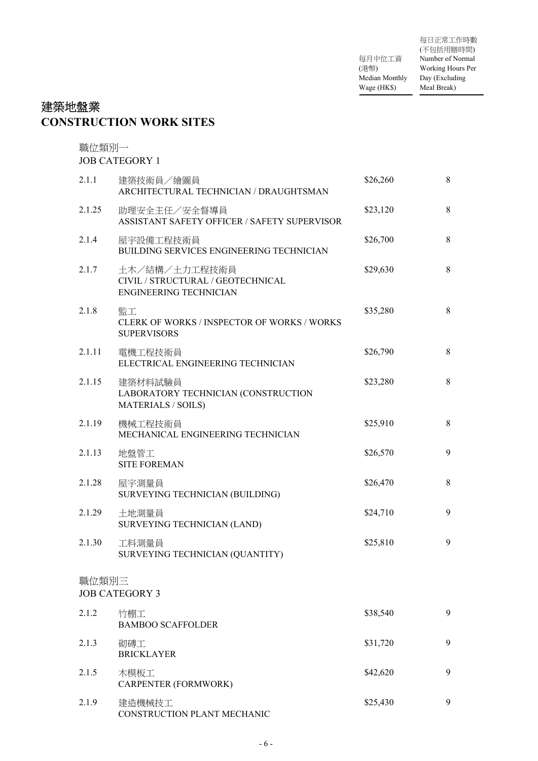## 建築地盤業
## CONSTRUCTION WORK SITES

| | | 每月中位工資 (港幣) Median Monthly Wage (HK$) | 每日正常工作時數 (不包括用膳時間) Number of Normal Working Hours Per Day (Excluding Meal Break) |
|---|---|---|---|
| **職位類別一 JOB CATEGORY 1** | | | |
| 2.1.1 | 建築技術員／繪圖員 ARCHITECTURAL TECHNICIAN / DRAUGHTSMAN | $26,260 | 8 |
| 2.1.25 | 助理安全主任／安全督導員 ASSISTANT SAFETY OFFICER / SAFETY SUPERVISOR | $23,120 | 8 |
| 2.1.4 | 屋宇設備工程技術員 BUILDING SERVICES ENGINEERING TECHNICIAN | $26,700 | 8 |
| 2.1.7 | 土木／結構／土力工程技術員 CIVIL / STRUCTURAL / GEOTECHNICAL ENGINEERING TECHNICIAN | $29,630 | 8 |
| 2.1.8 | 監工 CLERK OF WORKS / INSPECTOR OF WORKS / WORKS SUPERVISORS | $35,280 | 8 |
| 2.1.11 | 電機工程技術員 ELECTRICAL ENGINEERING TECHNICIAN | $26,790 | 8 |
| 2.1.15 | 建築材料試驗員 LABORATORY TECHNICIAN (CONSTRUCTION MATERIALS / SOILS) | $23,280 | 8 |
| 2.1.19 | 機械工程技術員 MECHANICAL ENGINEERING TECHNICIAN | $25,910 | 8 |
| 2.1.13 | 地盤管工 SITE FOREMAN | $26,570 | 9 |
| 2.1.28 | 屋宇測量員 SURVEYING TECHNICIAN (BUILDING) | $26,470 | 8 |
| 2.1.29 | 土地測量員 SURVEYING TECHNICIAN (LAND) | $24,710 | 9 |
| 2.1.30 | 工料測量員 SURVEYING TECHNICIAN (QUANTITY) | $25,810 | 9 |
| **職位類別三 JOB CATEGORY 3** | | | |
| 2.1.2 | 竹棚工 BAMBOO SCAFFOLDER | $38,540 | 9 |
| 2.1.3 | 砌磚工 BRICKLAYER | $31,720 | 9 |
| 2.1.5 | 木模板工 CARPENTER (FORMWORK) | $42,620 | 9 |
| 2.1.9 | 建造機械技工 CONSTRUCTION PLANT MECHANIC | $25,430 | 9 |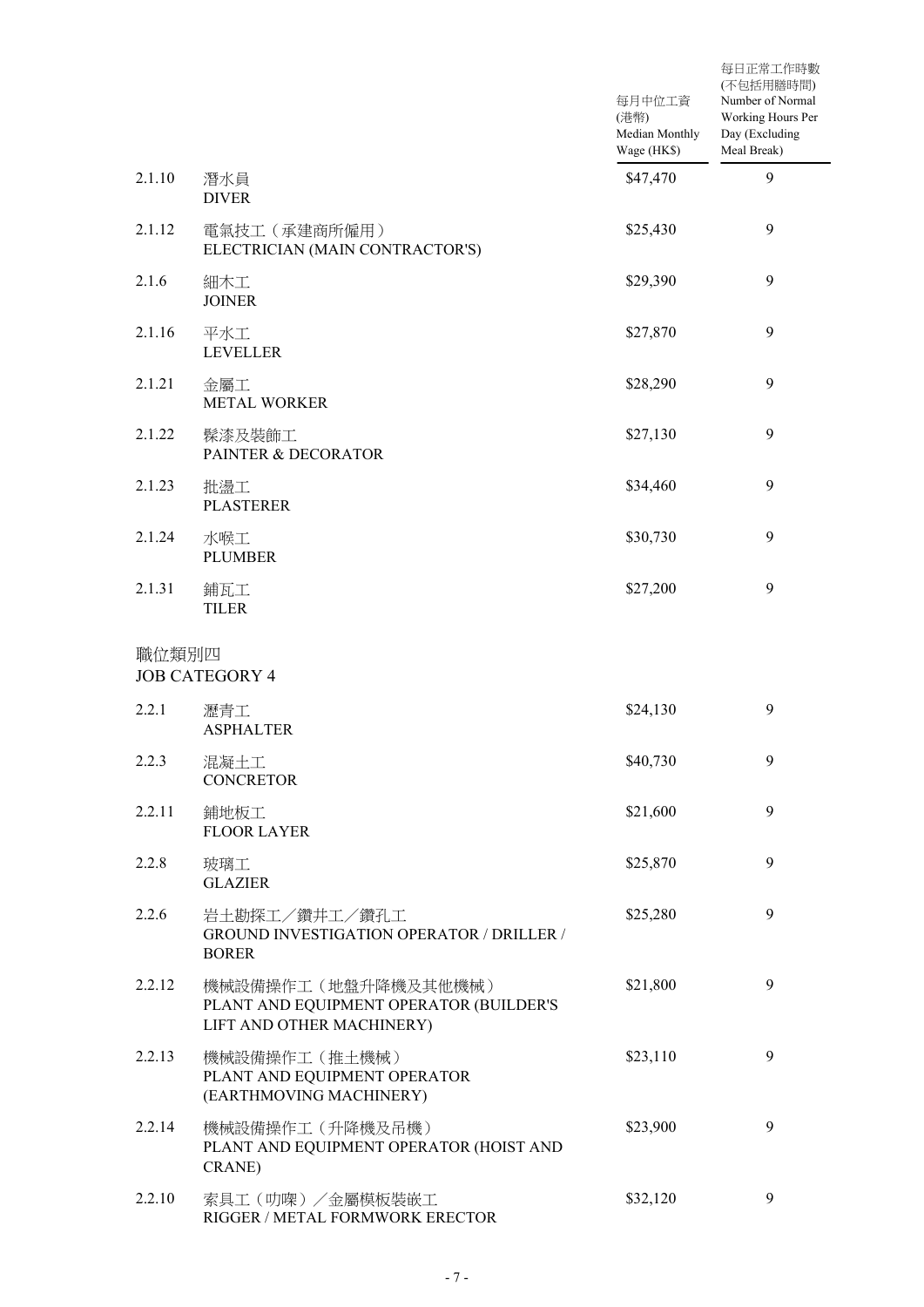| | | 每月中位工資 (港幣) Median Monthly Wage (HK$) | 每日正常工作時數 (不包括用膳時間) Number of Normal Working Hours Per Day (Excluding Meal Break) |
|---|---|---|---|
| 2.1.10 | 潛水員<br>DIVER | $47,470 | 9 |
| 2.1.12 | 電氣技工（承建商所僱用）<br>ELECTRICIAN (MAIN CONTRACTOR'S) | $25,430 | 9 |
| 2.1.6 | 細木工<br>JOINER | $29,390 | 9 |
| 2.1.16 | 平水工<br>LEVELLER | $27,870 | 9 |
| 2.1.21 | 金屬工<br>METAL WORKER | $28,290 | 9 |
| 2.1.22 | 髹漆及裝飾工<br>PAINTER & DECORATOR | $27,130 | 9 |
| 2.1.23 | 批盪工<br>PLASTERER | $34,460 | 9 |
| 2.1.24 | 水喉工<br>PLUMBER | $30,730 | 9 |
| 2.1.31 | 鋪瓦工<br>TILER | $27,200 | 9 |

職位類別四
JOB CATEGORY 4

| | | 每月中位工資 (港幣) Median Monthly Wage (HK$) | 每日正常工作時數 (不包括用膳時間) Number of Normal Working Hours Per Day (Excluding Meal Break) |
|---|---|---|---|
| 2.2.1 | 瀝青工<br>ASPHALTER | $24,130 | 9 |
| 2.2.3 | 混凝土工<br>CONCRETOR | $40,730 | 9 |
| 2.2.11 | 鋪地板工<br>FLOOR LAYER | $21,600 | 9 |
| 2.2.8 | 玻璃工<br>GLAZIER | $25,870 | 9 |
| 2.2.6 | 岩土勘探工／鑽井工／鑽孔工<br>GROUND INVESTIGATION OPERATOR / DRILLER / BORER | $25,280 | 9 |
| 2.2.12 | 機械設備操作工（地盤升降機及其他機械）<br>PLANT AND EQUIPMENT OPERATOR (BUILDER'S LIFT AND OTHER MACHINERY) | $21,800 | 9 |
| 2.2.13 | 機械設備操作工（推土機械）<br>PLANT AND EQUIPMENT OPERATOR (EARTHMOVING MACHINERY) | $23,110 | 9 |
| 2.2.14 | 機械設備操作工（升降機及吊機）<br>PLANT AND EQUIPMENT OPERATOR (HOIST AND CRANE) | $23,900 | 9 |
| 2.2.10 | 索具工（叻架）／金屬模板裝嵌工<br>RIGGER / METAL FORMWORK ERECTOR | $32,120 | 9 |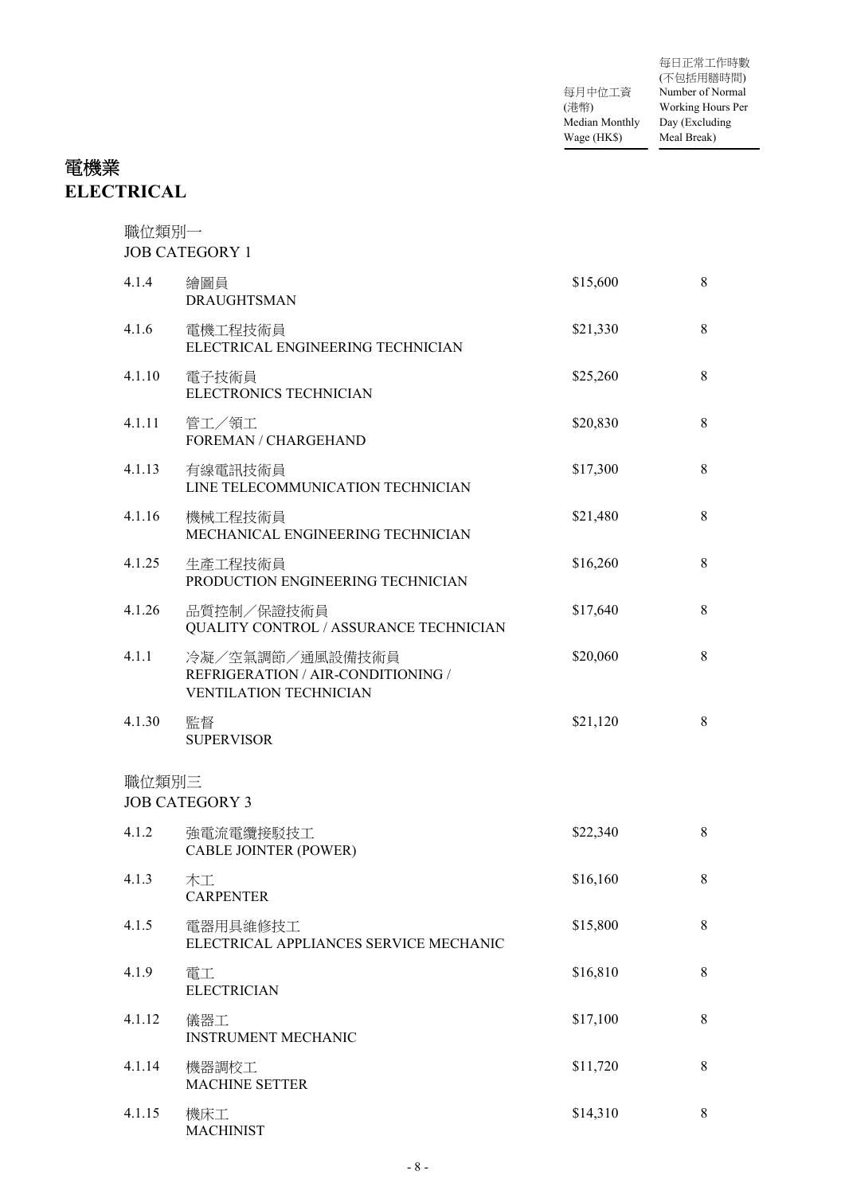# 電機業
# ELECTRICAL

| | | 每月中位工資 (港幣) Median Monthly Wage (HK$) | 每日正常工作時數 (不包括用膳時間) Number of Normal Working Hours Per Day (Excluding Meal Break) |
|---|---|---|---|
| **職位類別一 JOB CATEGORY 1** | | | |
| 4.1.4 | 繪圖員 DRAUGHTSMAN | \$15,600 | 8 |
| 4.1.6 | 電機工程技術員 ELECTRICAL ENGINEERING TECHNICIAN | \$21,330 | 8 |
| 4.1.10 | 電子技術員 ELECTRONICS TECHNICIAN | \$25,260 | 8 |
| 4.1.11 | 管工／領工 FOREMAN / CHARGEHAND | \$20,830 | 8 |
| 4.1.13 | 有線電訊技術員 LINE TELECOMMUNICATION TECHNICIAN | \$17,300 | 8 |
| 4.1.16 | 機械工程技術員 MECHANICAL ENGINEERING TECHNICIAN | \$21,480 | 8 |
| 4.1.25 | 生產工程技術員 PRODUCTION ENGINEERING TECHNICIAN | \$16,260 | 8 |
| 4.1.26 | 品質控制／保證技術員 QUALITY CONTROL / ASSURANCE TECHNICIAN | \$17,640 | 8 |
| 4.1.1 | 冷凝／空氣調節／通風設備技術員 REFRIGERATION / AIR-CONDITIONING / VENTILATION TECHNICIAN | \$20,060 | 8 |
| 4.1.30 | 監督 SUPERVISOR | \$21,120 | 8 |
| **職位類別三 JOB CATEGORY 3** | | | |
| 4.1.2 | 強電流電纜接駁技工 CABLE JOINTER (POWER) | \$22,340 | 8 |
| 4.1.3 | 木工 CARPENTER | \$16,160 | 8 |
| 4.1.5 | 電器用具維修技工 ELECTRICAL APPLIANCES SERVICE MECHANIC | \$15,800 | 8 |
| 4.1.9 | 電工 ELECTRICIAN | \$16,810 | 8 |
| 4.1.12 | 儀器工 INSTRUMENT MECHANIC | \$17,100 | 8 |
| 4.1.14 | 機器調校工 MACHINE SETTER | \$11,720 | 8 |
| 4.1.15 | 機床工 MACHINIST | \$14,310 | 8 |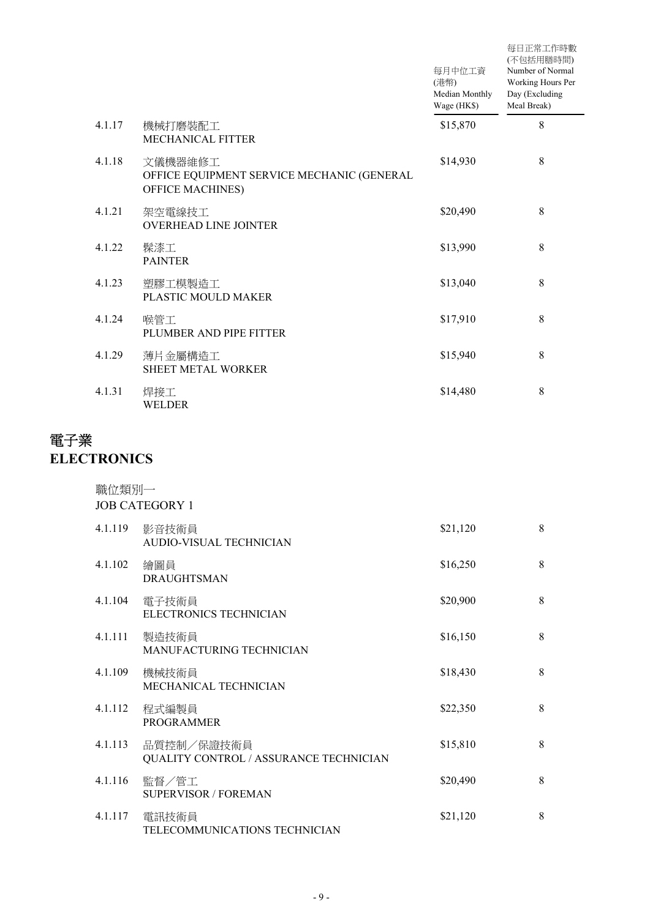| | | 每月中位工資 (港幣) Median Monthly Wage (HK$) | 每日正常工作時數 (不包括用膳時間) Number of Normal Working Hours Per Day (Excluding Meal Break) |
|---|---|---|---|
| 4.1.17 | 機械打磨裝配工 MECHANICAL FITTER | $15,870 | 8 |
| 4.1.18 | 文儀機器維修工 OFFICE EQUIPMENT SERVICE MECHANIC (GENERAL OFFICE MACHINES) | $14,930 | 8 |
| 4.1.21 | 架空電線技工 OVERHEAD LINE JOINTER | $20,490 | 8 |
| 4.1.22 | 髹漆工 PAINTER | $13,990 | 8 |
| 4.1.23 | 塑膠工模製造工 PLASTIC MOULD MAKER | $13,040 | 8 |
| 4.1.24 | 喉管工 PLUMBER AND PIPE FITTER | $17,910 | 8 |
| 4.1.29 | 薄片金屬構造工 SHEET METAL WORKER | $15,940 | 8 |
| 4.1.31 | 焊接工 WELDER | $14,480 | 8 |

# 電子業
# ELECTRONICS

職位類別一
JOB CATEGORY 1

| | | 每月中位工資 (港幣) Median Monthly Wage (HK$) | 每日正常工作時數 (不包括用膳時間) Number of Normal Working Hours Per Day (Excluding Meal Break) |
|---|---|---|---|
| 4.1.119 | 影音技術員 AUDIO-VISUAL TECHNICIAN | $21,120 | 8 |
| 4.1.102 | 繪圖員 DRAUGHTSMAN | $16,250 | 8 |
| 4.1.104 | 電子技術員 ELECTRONICS TECHNICIAN | $20,900 | 8 |
| 4.1.111 | 製造技術員 MANUFACTURING TECHNICIAN | $16,150 | 8 |
| 4.1.109 | 機械技術員 MECHANICAL TECHNICIAN | $18,430 | 8 |
| 4.1.112 | 程式編製員 PROGRAMMER | $22,350 | 8 |
| 4.1.113 | 品質控制／保證技術員 QUALITY CONTROL / ASSURANCE TECHNICIAN | $15,810 | 8 |
| 4.1.116 | 監督／管工 SUPERVISOR / FOREMAN | $20,490 | 8 |
| 4.1.117 | 電訊技術員 TELECOMMUNICATIONS TECHNICIAN | $21,120 | 8 |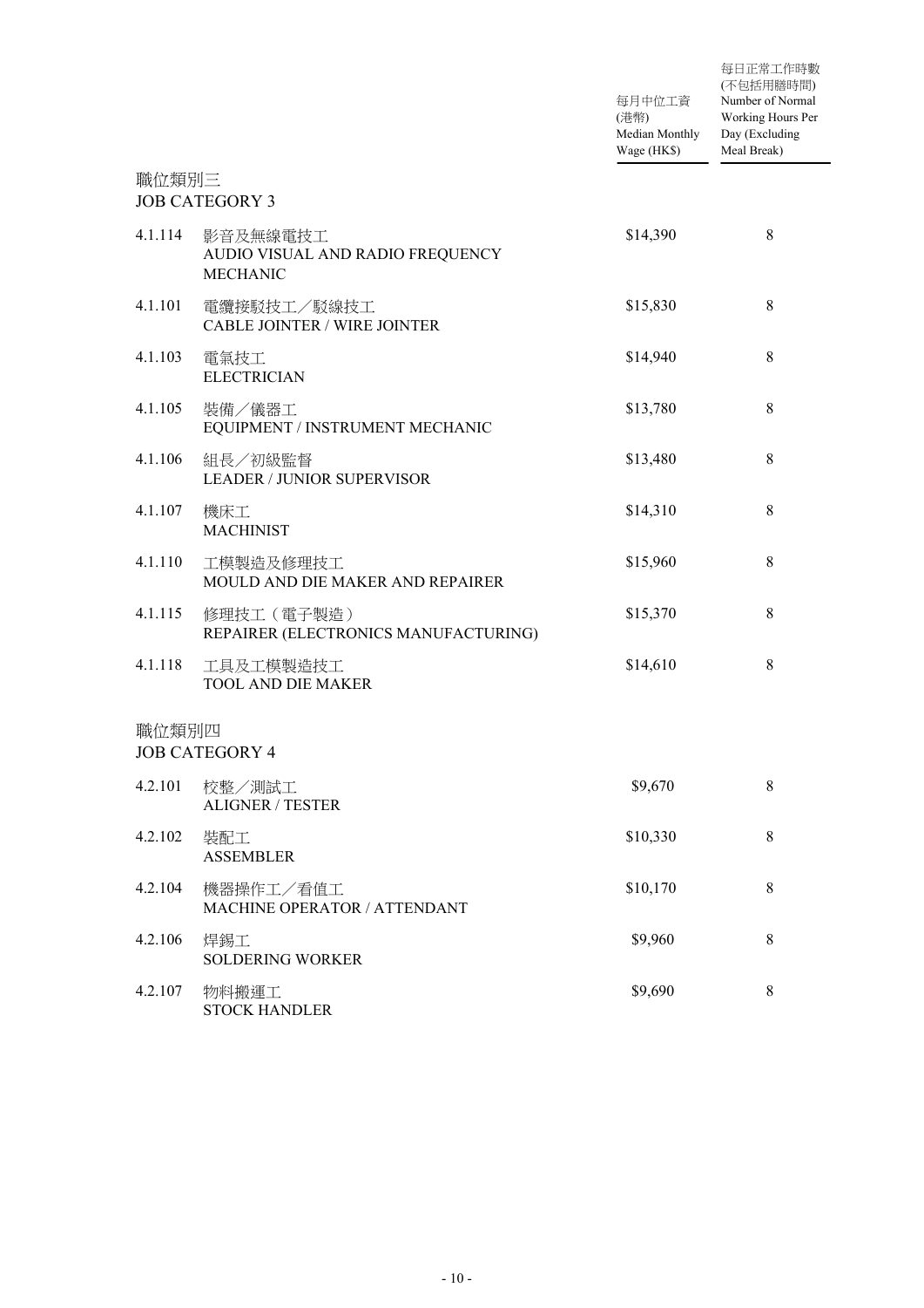| | | 每月中位工資 (港幣) Median Monthly Wage (HK$) | 每日正常工作時數 (不包括用膳時間) Number of Normal Working Hours Per Day (Excluding Meal Break) |
|---|---|---|---|
| **職位類別三 JOB CATEGORY 3** | | | |
| 4.1.114 | 影音及無線電技工 AUDIO VISUAL AND RADIO FREQUENCY MECHANIC | $14,390 | 8 |
| 4.1.101 | 電纜接駁技工／駁線技工 CABLE JOINTER / WIRE JOINTER | $15,830 | 8 |
| 4.1.103 | 電氣技工 ELECTRICIAN | $14,940 | 8 |
| 4.1.105 | 裝備／儀器工 EQUIPMENT / INSTRUMENT MECHANIC | $13,780 | 8 |
| 4.1.106 | 組長／初級監督 LEADER / JUNIOR SUPERVISOR | $13,480 | 8 |
| 4.1.107 | 機床工 MACHINIST | $14,310 | 8 |
| 4.1.110 | 工模製造及修理技工 MOULD AND DIE MAKER AND REPAIRER | $15,960 | 8 |
| 4.1.115 | 修理技工（電子製造） REPAIRER (ELECTRONICS MANUFACTURING) | $15,370 | 8 |
| 4.1.118 | 工具及工模製造技工 TOOL AND DIE MAKER | $14,610 | 8 |
| **職位類別四 JOB CATEGORY 4** | | | |
| 4.2.101 | 校整／測試工 ALIGNER / TESTER | $9,670 | 8 |
| 4.2.102 | 裝配工 ASSEMBLER | $10,330 | 8 |
| 4.2.104 | 機器操作工／看值工 MACHINE OPERATOR / ATTENDANT | $10,170 | 8 |
| 4.2.106 | 焊錫工 SOLDERING WORKER | $9,960 | 8 |
| 4.2.107 | 物料搬運工 STOCK HANDLER | $9,690 | 8 |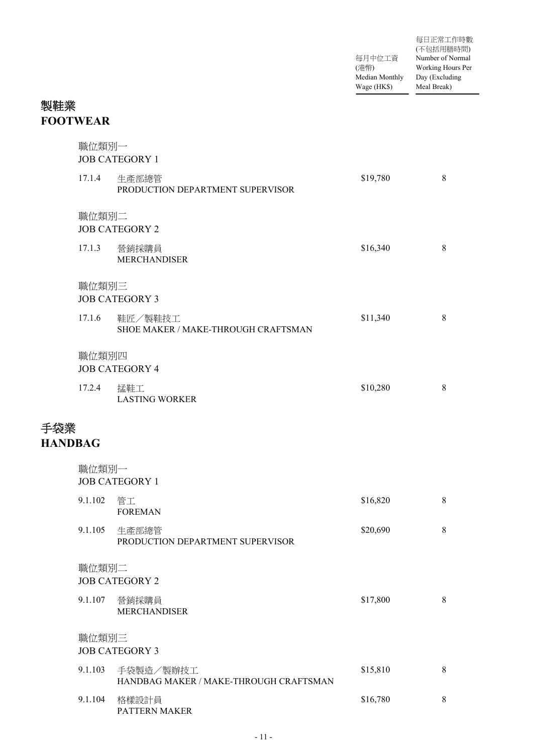| | | 每月中位工資 (港幣) Median Monthly Wage (HK$) | 每日正常工作時數 (不包括用膳時間) Number of Normal Working Hours Per Day (Excluding Meal Break) |
|---|---|---|---|

## 製鞋業
## FOOTWEAR

| | | 每月中位工資 (港幣) Median Monthly Wage (HK$) | 每日正常工作時數 (不包括用膳時間) Number of Normal Working Hours Per Day (Excluding Meal Break) |
|---|---|---|---|
| 職位類別一 JOB CATEGORY 1 | | | |
| 17.1.4 | 生產部總管 PRODUCTION DEPARTMENT SUPERVISOR | $19,780 | 8 |
| 職位類別二 JOB CATEGORY 2 | | | |
| 17.1.3 | 營銷採購員 MERCHANDISER | $16,340 | 8 |
| 職位類別三 JOB CATEGORY 3 | | | |
| 17.1.6 | 鞋匠／製鞋技工 SHOE MAKER / MAKE-THROUGH CRAFTSMAN | $11,340 | 8 |
| 職位類別四 JOB CATEGORY 4 | | | |
| 17.2.4 | �townss鞋工 LASTING WORKER | $10,280 | 8 |

## 手袋業
## HANDBAG

| | | 每月中位工資 (港幣) Median Monthly Wage (HK$) | 每日正常工作時數 (不包括用膳時間) Number of Normal Working Hours Per Day (Excluding Meal Break) |
|---|---|---|---|
| 職位類別一 JOB CATEGORY 1 | | | |
| 9.1.102 | 管工 FOREMAN | $16,820 | 8 |
| 9.1.105 | 生產部總管 PRODUCTION DEPARTMENT SUPERVISOR | $20,690 | 8 |
| 職位類別二 JOB CATEGORY 2 | | | |
| 9.1.107 | 營銷採購員 MERCHANDISER | $17,800 | 8 |
| 職位類別三 JOB CATEGORY 3 | | | |
| 9.1.103 | 手袋製造／製辦技工 HANDBAG MAKER / MAKE-THROUGH CRAFTSMAN | $15,810 | 8 |
| 9.1.104 | 格樣設計員 PATTERN MAKER | $16,780 | 8 |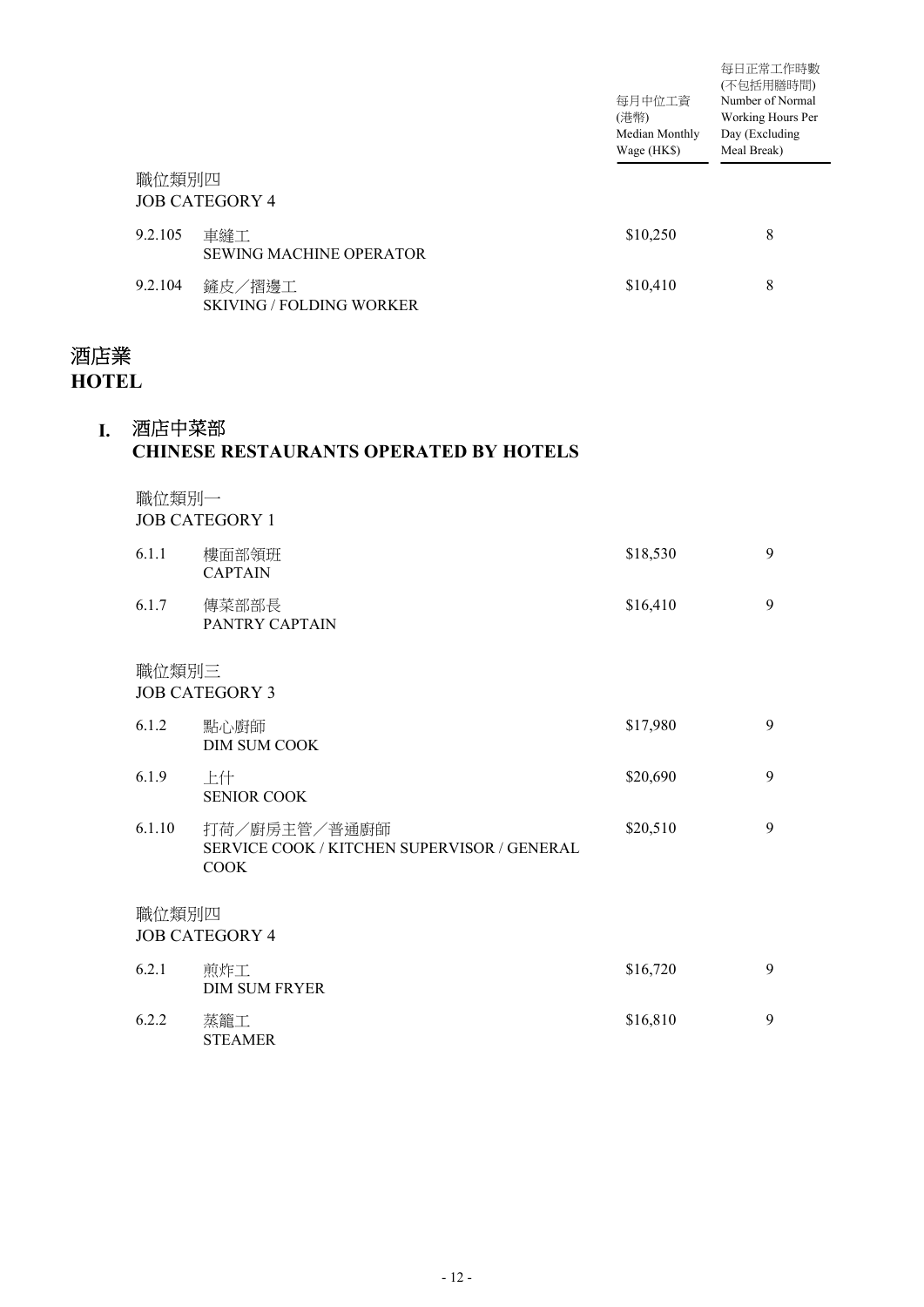| | | 每月中位工資 (港幣) Median Monthly Wage (HK$) | 每日正常工作時數 (不包括用膳時間) Number of Normal Working Hours Per Day (Excluding Meal Break) |
|---|---|---|---|
| 職位類別四 JOB CATEGORY 4 | | | |
| 9.2.105 | 車縫工 SEWING MACHINE OPERATOR | $10,250 | 8 |
| 9.2.104 | 鏟皮／摺邊工 SKIVING / FOLDING WORKER | $10,410 | 8 |

# 酒店業
# HOTEL

## I. 酒店中菜部 CHINESE RESTAURANTS OPERATED BY HOTELS

| | | 每月中位工資 (港幣) Median Monthly Wage (HK$) | 每日正常工作時數 (不包括用膳時間) Number of Normal Working Hours Per Day (Excluding Meal Break) |
|---|---|---|---|
| 職位類別一 JOB CATEGORY 1 | | | |
| 6.1.1 | 樓面部領班 CAPTAIN | $18,530 | 9 |
| 6.1.7 | 傳菜部部長 PANTRY CAPTAIN | $16,410 | 9 |
| 職位類別三 JOB CATEGORY 3 | | | |
| 6.1.2 | 點心廚師 DIM SUM COOK | $17,980 | 9 |
| 6.1.9 | 上什 SENIOR COOK | $20,690 | 9 |
| 6.1.10 | 打荷／廚房主管／普通廚師 SERVICE COOK / KITCHEN SUPERVISOR / GENERAL COOK | $20,510 | 9 |
| 職位類別四 JOB CATEGORY 4 | | | |
| 6.2.1 | 煎炸工 DIM SUM FRYER | $16,720 | 9 |
| 6.2.2 | 蒸籠工 STEAMER | $16,810 | 9 |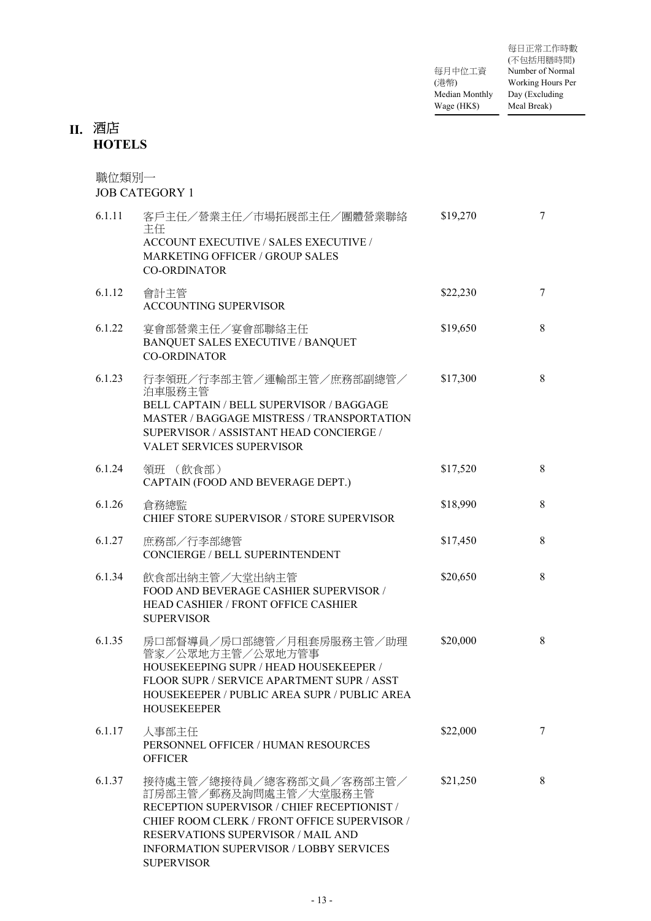## II. 酒店 HOTELS

職位類別一
JOB CATEGORY 1

| | | 每月中位工資 (港幣) Median Monthly Wage (HK$) | 每日正常工作時數 (不包括用膳時間) Number of Normal Working Hours Per Day (Excluding Meal Break) |
|---|---|---|---|
| 6.1.11 | 客戶主任／營業主任／市場拓展部主任／團體營業聯絡主任<br>ACCOUNT EXECUTIVE / SALES EXECUTIVE / MARKETING OFFICER / GROUP SALES CO-ORDINATOR | $19,270 | 7 |
| 6.1.12 | 會計主管<br>ACCOUNTING SUPERVISOR | $22,230 | 7 |
| 6.1.22 | 宴會部營業主任／宴會部聯絡主任<br>BANQUET SALES EXECUTIVE / BANQUET CO-ORDINATOR | $19,650 | 8 |
| 6.1.23 | 行李領班／行李部主管／運輸部主管／庶務部副總管／泊車服務主管<br>BELL CAPTAIN / BELL SUPERVISOR / BAGGAGE MASTER / BAGGAGE MISTRESS / TRANSPORTATION SUPERVISOR / ASSISTANT HEAD CONCIERGE / VALET SERVICES SUPERVISOR | $17,300 | 8 |
| 6.1.24 | 領班 （飲食部）<br>CAPTAIN (FOOD AND BEVERAGE DEPT.) | $17,520 | 8 |
| 6.1.26 | 倉務總監<br>CHIEF STORE SUPERVISOR / STORE SUPERVISOR | $18,990 | 8 |
| 6.1.27 | 庶務部／行李部總管<br>CONCIERGE / BELL SUPERINTENDENT | $17,450 | 8 |
| 6.1.34 | 飲食部出納主管／大堂出納主管<br>FOOD AND BEVERAGE CASHIER SUPERVISOR / HEAD CASHIER / FRONT OFFICE CASHIER SUPERVISOR | $20,650 | 8 |
| 6.1.35 | 房口部督導員／房口部總管／月租套房服務主管／助理管家／公眾地方主管／公眾地方管事<br>HOUSEKEEPING SUPR / HEAD HOUSEKEEPER / FLOOR SUPR / SERVICE APARTMENT SUPR / ASST HOUSEKEEPER / PUBLIC AREA SUPR / PUBLIC AREA HOUSEKEEPER | $20,000 | 8 |
| 6.1.17 | 人事部主任<br>PERSONNEL OFFICER / HUMAN RESOURCES OFFICER | $22,000 | 7 |
| 6.1.37 | 接待處主管／總接待員／總客務部文員／客務部主管／訂房部主管／郵務及詢問處主管／大堂服務主管<br>RECEPTION SUPERVISOR / CHIEF RECEPTIONIST / CHIEF ROOM CLERK / FRONT OFFICE SUPERVISOR / RESERVATIONS SUPERVISOR / MAIL AND INFORMATION SUPERVISOR / LOBBY SERVICES SUPERVISOR | $21,250 | 8 |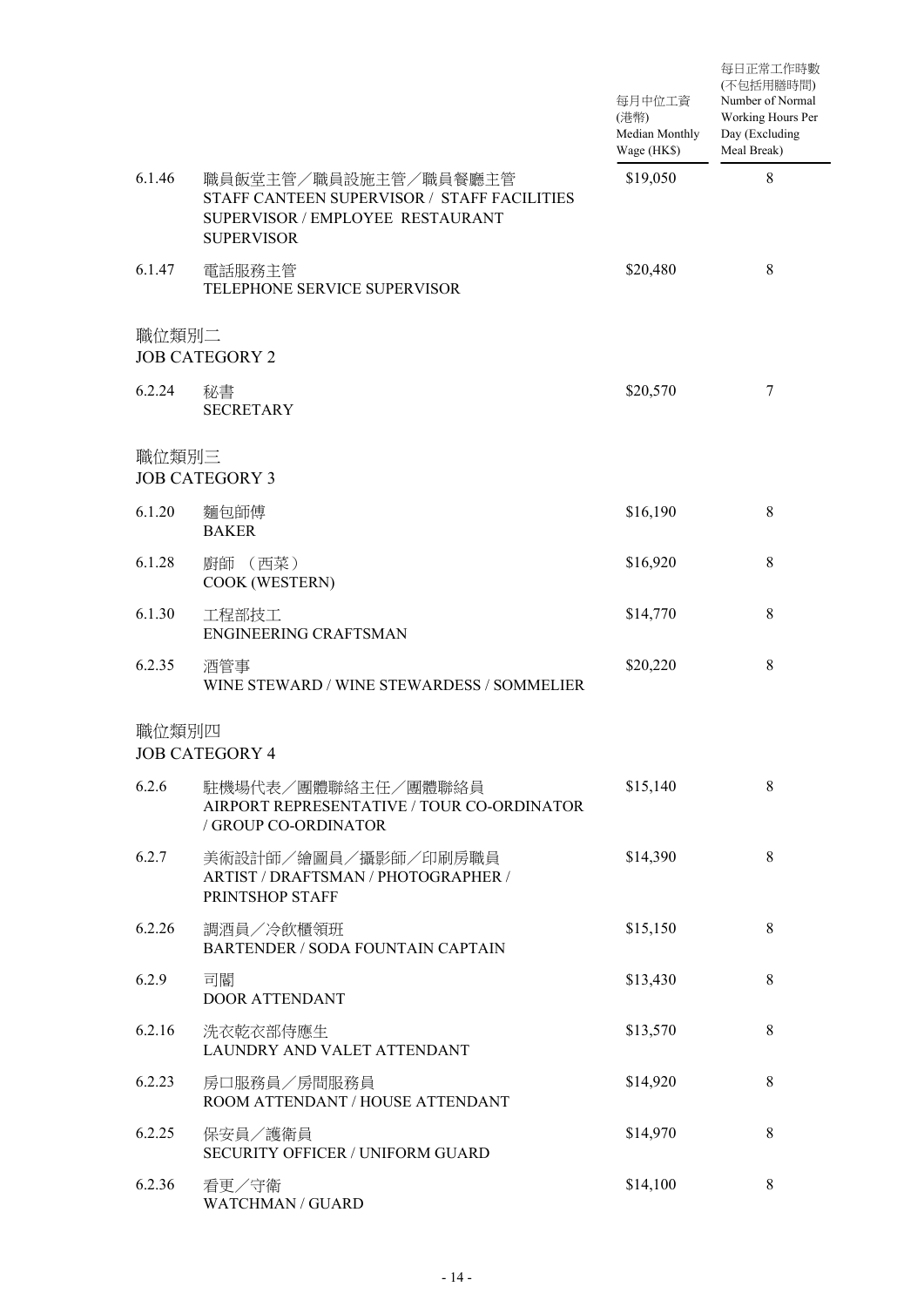| | | 每月中位工資 (港幣) Median Monthly Wage (HK$) | 每日正常工作時數 (不包括用膳時間) Number of Normal Working Hours Per Day (Excluding Meal Break) |
|---|---|---|---|
| 6.1.46 | 職員飯堂主管／職員設施主管／職員餐廳主管<br>STAFF CANTEEN SUPERVISOR / STAFF FACILITIES SUPERVISOR / EMPLOYEE RESTAURANT SUPERVISOR | \$19,050 | 8 |
| 6.1.47 | 電話服務主管<br>TELEPHONE SERVICE SUPERVISOR | \$20,480 | 8 |
| **職位類別二<br>JOB CATEGORY 2** | | | |
| 6.2.24 | 秘書<br>SECRETARY | \$20,570 | 7 |
| **職位類別三<br>JOB CATEGORY 3** | | | |
| 6.1.20 | 麵包師傅<br>BAKER | \$16,190 | 8 |
| 6.1.28 | 廚師 （西菜）<br>COOK (WESTERN) | \$16,920 | 8 |
| 6.1.30 | 工程部技工<br>ENGINEERING CRAFTSMAN | \$14,770 | 8 |
| 6.2.35 | 酒管事<br>WINE STEWARD / WINE STEWARDESS / SOMMELIER | \$20,220 | 8 |
| **職位類別四<br>JOB CATEGORY 4** | | | |
| 6.2.6 | 駐機場代表／團體聯絡主任／團體聯絡員<br>AIRPORT REPRESENTATIVE / TOUR CO-ORDINATOR / GROUP CO-ORDINATOR | \$15,140 | 8 |
| 6.2.7 | 美術設計師／繪圖員／攝影師／印刷房職員<br>ARTIST / DRAFTSMAN / PHOTOGRAPHER / PRINTSHOP STAFF | \$14,390 | 8 |
| 6.2.26 | 調酒員／冷飲櫃領班<br>BARTENDER / SODA FOUNTAIN CAPTAIN | \$15,150 | 8 |
| 6.2.9 | 司閽<br>DOOR ATTENDANT | \$13,430 | 8 |
| 6.2.16 | 洗衣乾衣部侍應生<br>LAUNDRY AND VALET ATTENDANT | \$13,570 | 8 |
| 6.2.23 | 房口服務員／房間服務員<br>ROOM ATTENDANT / HOUSE ATTENDANT | \$14,920 | 8 |
| 6.2.25 | 保安員／護衛員<br>SECURITY OFFICER / UNIFORM GUARD | \$14,970 | 8 |
| 6.2.36 | 看更／守衛<br>WATCHMAN / GUARD | \$14,100 | 8 |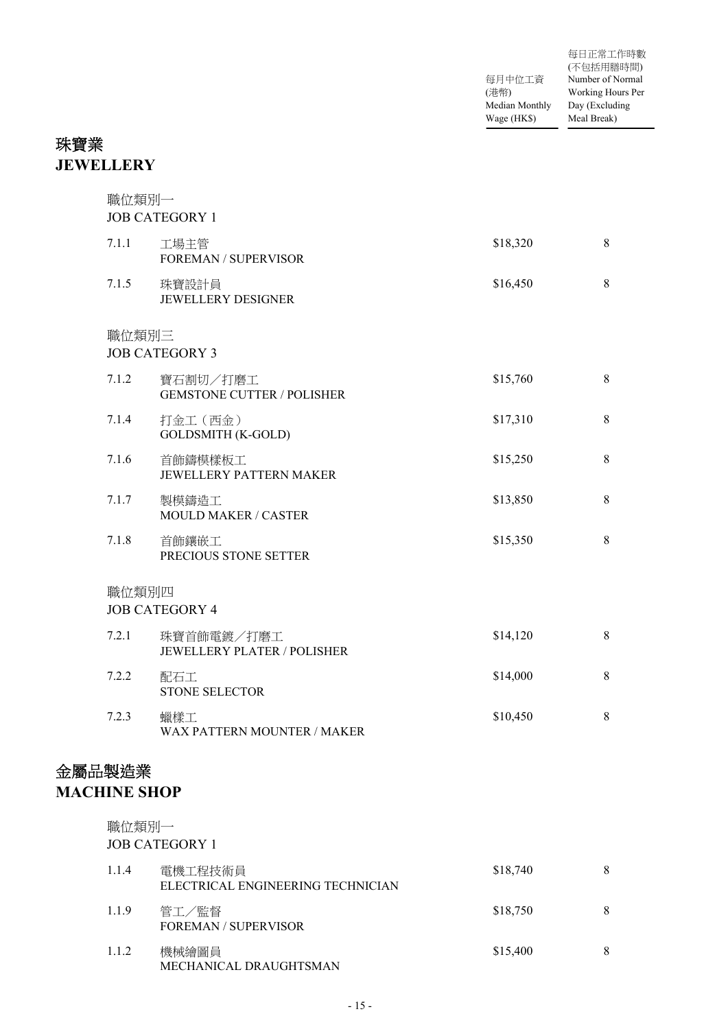| | | 每月中位工資 (港幣) Median Monthly Wage (HK$) | 每日正常工作時數 (不包括用膳時間) Number of Normal Working Hours Per Day (Excluding Meal Break) |
|---|---|---|---|

## 珠寶業
## JEWELLERY

職位類別一
JOB CATEGORY 1

| | | | |
|---|---|---|---|
| 7.1.1 | 工場主管 FOREMAN / SUPERVISOR | $18,320 | 8 |
| 7.1.5 | 珠寶設計員 JEWELLERY DESIGNER | $16,450 | 8 |

職位類別三
JOB CATEGORY 3

| | | | |
|---|---|---|---|
| 7.1.2 | 寶石割切／打磨工 GEMSTONE CUTTER / POLISHER | $15,760 | 8 |
| 7.1.4 | 打金工（西金） GOLDSMITH (K-GOLD) | $17,310 | 8 |
| 7.1.6 | 首飾鑄模樣板工 JEWELLERY PATTERN MAKER | $15,250 | 8 |
| 7.1.7 | 製模鑄造工 MOULD MAKER / CASTER | $13,850 | 8 |
| 7.1.8 | 首飾鑲嵌工 PRECIOUS STONE SETTER | $15,350 | 8 |

職位類別四
JOB CATEGORY 4

| | | | |
|---|---|---|---|
| 7.2.1 | 珠寶首飾電鍍／打磨工 JEWELLERY PLATER / POLISHER | $14,120 | 8 |
| 7.2.2 | 配石工 STONE SELECTOR | $14,000 | 8 |
| 7.2.3 | 蠟樣工 WAX PATTERN MOUNTER / MAKER | $10,450 | 8 |

## 金屬品製造業
## MACHINE SHOP

職位類別一
JOB CATEGORY 1

| | | | |
|---|---|---|---|
| 1.1.4 | 電機工程技術員 ELECTRICAL ENGINEERING TECHNICIAN | $18,740 | 8 |
| 1.1.9 | 管工／監督 FOREMAN / SUPERVISOR | $18,750 | 8 |
| 1.1.2 | 機械繪圖員 MECHANICAL DRAUGHTSMAN | $15,400 | 8 |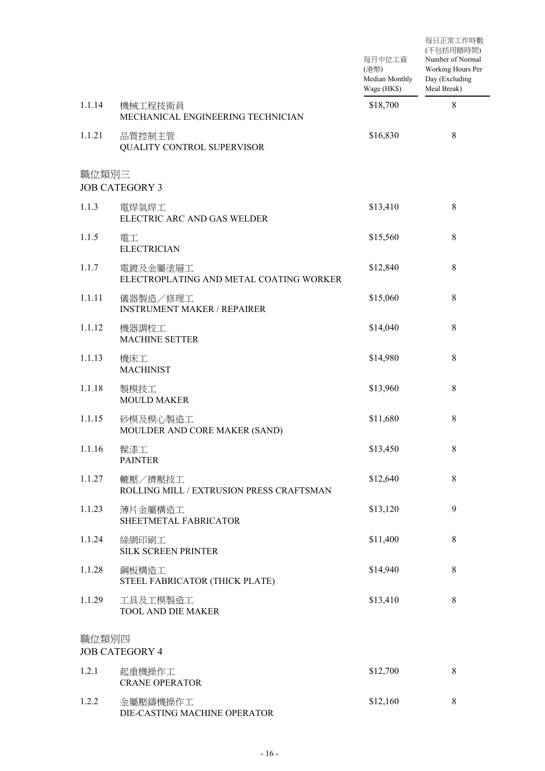| | | 每月中位工資 (港幣) Median Monthly Wage (HK$) | 每日正常工作時數 (不包括用膳時間) Number of Normal Working Hours Per Day (Excluding Meal Break) |
|---|---|---|---|
| 1.1.14 | 機械工程技術員 MECHANICAL ENGINEERING TECHNICIAN | $18,700 | 8 |
| 1.1.21 | 品質控制主管 QUALITY CONTROL SUPERVISOR | $16,830 | 8 |
| **職位類別三 JOB CATEGORY 3** | | | |
| 1.1.3 | 電焊氣焊工 ELECTRIC ARC AND GAS WELDER | $13,410 | 8 |
| 1.1.5 | 電工 ELECTRICIAN | $15,560 | 8 |
| 1.1.7 | 電鍍及金屬塗層工 ELECTROPLATING AND METAL COATING WORKER | $12,840 | 8 |
| 1.1.11 | 儀器製造／修理工 INSTRUMENT MAKER / REPAIRER | $15,060 | 8 |
| 1.1.12 | 機器調校工 MACHINE SETTER | $14,040 | 8 |
| 1.1.13 | 機床工 MACHINIST | $14,980 | 8 |
| 1.1.18 | 製模技工 MOULD MAKER | $13,960 | 8 |
| 1.1.15 | 砂模及模心製造工 MOULDER AND CORE MAKER (SAND) | $11,680 | 8 |
| 1.1.16 | 髹漆工 PAINTER | $13,450 | 8 |
| 1.1.27 | 轆壓／擠壓技工 ROLLING MILL / EXTRUSION PRESS CRAFTSMAN | $12,640 | 8 |
| 1.1.23 | 薄片金屬構造工 SHEETMETAL FABRICATOR | $13,120 | 9 |
| 1.1.24 | 絲網印刷工 SILK SCREEN PRINTER | $11,400 | 8 |
| 1.1.28 | 鋼板構造工 STEEL FABRICATOR (THICK PLATE) | $14,940 | 8 |
| 1.1.29 | 工具及工模製造工 TOOL AND DIE MAKER | $13,410 | 8 |
| **職位類別四 JOB CATEGORY 4** | | | |
| 1.2.1 | 起重機操作工 CRANE OPERATOR | $12,700 | 8 |
| 1.2.2 | 金屬壓鑄機操作工 DIE-CASTING MACHINE OPERATOR | $12,160 | 8 |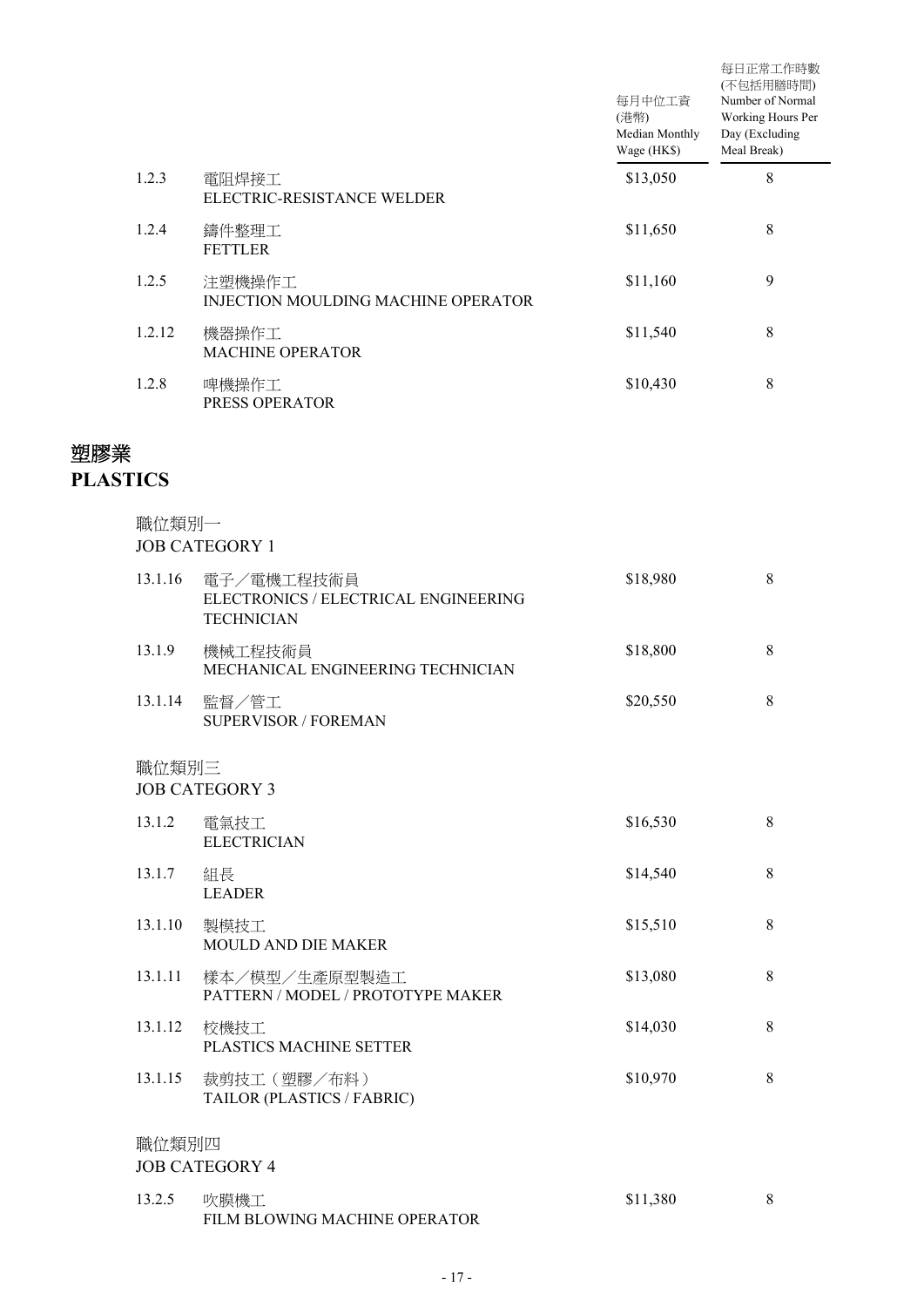| | | 每月中位工資 (港幣) Median Monthly Wage (HK$) | 每日正常工作時數 (不包括用膳時間) Number of Normal Working Hours Per Day (Excluding Meal Break) |
|---|---|---|---|
| 1.2.3 | 電阻焊接工 ELECTRIC-RESISTANCE WELDER | $13,050 | 8 |
| 1.2.4 | 鑄件整理工 FETTLER | $11,650 | 8 |
| 1.2.5 | 注塑機操作工 INJECTION MOULDING MACHINE OPERATOR | $11,160 | 9 |
| 1.2.12 | 機器操作工 MACHINE OPERATOR | $11,540 | 8 |
| 1.2.8 | 啤機操作工 PRESS OPERATOR | $10,430 | 8 |

# 塑膠業
# PLASTICS

職位類別一
JOB CATEGORY 1

| | | | |
|---|---|---|---|
| 13.1.16 | 電子／電機工程技術員 ELECTRONICS / ELECTRICAL ENGINEERING TECHNICIAN | $18,980 | 8 |
| 13.1.9 | 機械工程技術員 MECHANICAL ENGINEERING TECHNICIAN | $18,800 | 8 |
| 13.1.14 | 監督／管工 SUPERVISOR / FOREMAN | $20,550 | 8 |

職位類別三
JOB CATEGORY 3

| | | | |
|---|---|---|---|
| 13.1.2 | 電氣技工 ELECTRICIAN | $16,530 | 8 |
| 13.1.7 | 組長 LEADER | $14,540 | 8 |
| 13.1.10 | 製模技工 MOULD AND DIE MAKER | $15,510 | 8 |
| 13.1.11 | 樣本／模型／生產原型製造工 PATTERN / MODEL / PROTOTYPE MAKER | $13,080 | 8 |
| 13.1.12 | 校機技工 PLASTICS MACHINE SETTER | $14,030 | 8 |
| 13.1.15 | 裁剪技工（塑膠／布料） TAILOR (PLASTICS / FABRIC) | $10,970 | 8 |

職位類別四
JOB CATEGORY 4

| | | | |
|---|---|---|---|
| 13.2.5 | 吹膜機工 FILM BLOWING MACHINE OPERATOR | $11,380 | 8 |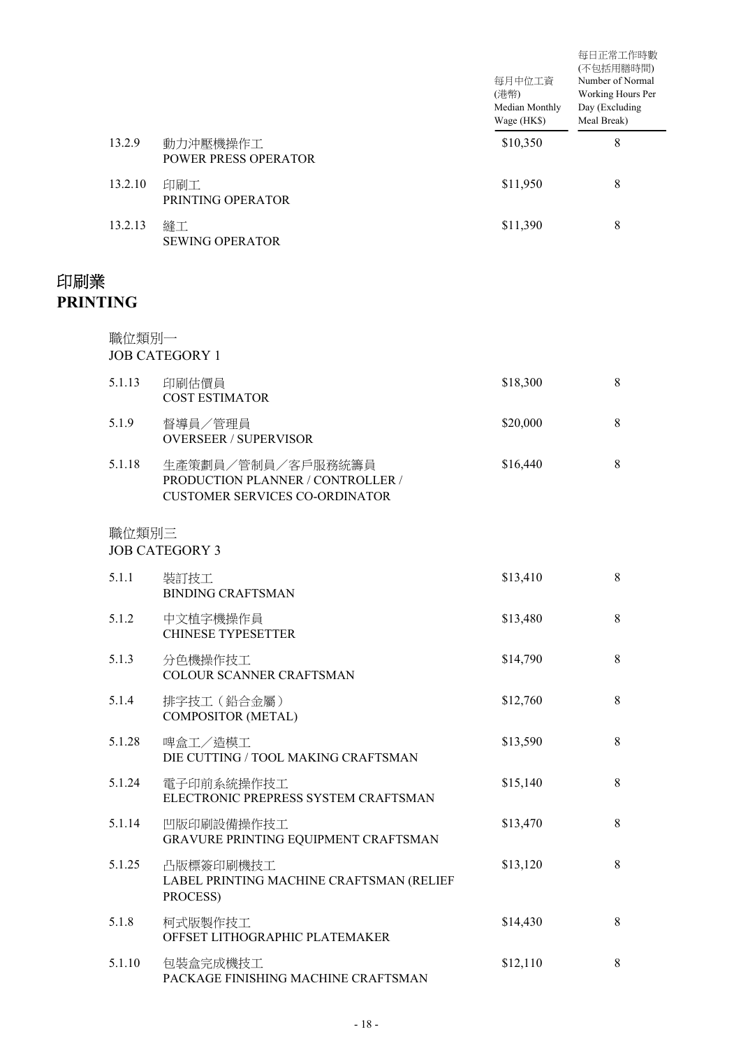| | | 每月中位工資 (港幣) Median Monthly Wage (HK$) | 每日正常工作時數 (不包括用膳時間) Number of Normal Working Hours Per Day (Excluding Meal Break) |
|---|---|---|---|
| 13.2.9 | 動力沖壓機操作工 POWER PRESS OPERATOR | \$10,350 | 8 |
| 13.2.10 | 印刷工 PRINTING OPERATOR | \$11,950 | 8 |
| 13.2.13 | 縫工 SEWING OPERATOR | \$11,390 | 8 |

# 印刷業
# PRINTING

職位類別一
JOB CATEGORY 1

| | | | |
|---|---|---|---|
| 5.1.13 | 印刷估價員 COST ESTIMATOR | \$18,300 | 8 |
| 5.1.9 | 督導員／管理員 OVERSEER / SUPERVISOR | \$20,000 | 8 |
| 5.1.18 | 生產策劃員／管制員／客戶服務統籌員 PRODUCTION PLANNER / CONTROLLER / CUSTOMER SERVICES CO-ORDINATOR | \$16,440 | 8 |

職位類別三
JOB CATEGORY 3

| | | | |
|---|---|---|---|
| 5.1.1 | 裝訂技工 BINDING CRAFTSMAN | \$13,410 | 8 |
| 5.1.2 | 中文植字機操作員 CHINESE TYPESETTER | \$13,480 | 8 |
| 5.1.3 | 分色機操作技工 COLOUR SCANNER CRAFTSMAN | \$14,790 | 8 |
| 5.1.4 | 排字技工（鉛合金屬） COMPOSITOR (METAL) | \$12,760 | 8 |
| 5.1.28 | 啤盒工／造模工 DIE CUTTING / TOOL MAKING CRAFTSMAN | \$13,590 | 8 |
| 5.1.24 | 電子印前系統操作技工 ELECTRONIC PREPRESS SYSTEM CRAFTSMAN | \$15,140 | 8 |
| 5.1.14 | 凹版印刷設備操作技工 GRAVURE PRINTING EQUIPMENT CRAFTSMAN | \$13,470 | 8 |
| 5.1.25 | 凸版標簽印刷機技工 LABEL PRINTING MACHINE CRAFTSMAN (RELIEF PROCESS) | \$13,120 | 8 |
| 5.1.8 | 柯式版製作技工 OFFSET LITHOGRAPHIC PLATEMAKER | \$14,430 | 8 |
| 5.1.10 | 包裝盒完成機技工 PACKAGE FINISHING MACHINE CRAFTSMAN | \$12,110 | 8 |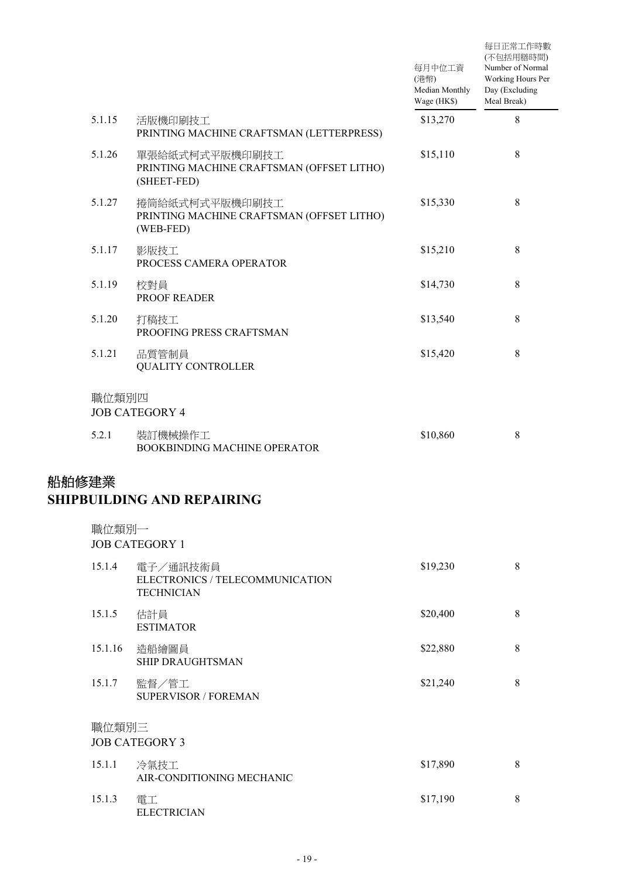| | | 每月中位工資 (港幣) Median Monthly Wage (HK$) | 每日正常工作時數 (不包括用膳時間) Number of Normal Working Hours Per Day (Excluding Meal Break) |
|---|---|---|---|
| 5.1.15 | 活版機印刷技工<br>PRINTING MACHINE CRAFTSMAN (LETTERPRESS) | \$13,270 | 8 |
| 5.1.26 | 單張給紙式柯式平版機印刷技工<br>PRINTING MACHINE CRAFTSMAN (OFFSET LITHO) (SHEET-FED) | \$15,110 | 8 |
| 5.1.27 | 捲筒給紙式柯式平版機印刷技工<br>PRINTING MACHINE CRAFTSMAN (OFFSET LITHO) (WEB-FED) | \$15,330 | 8 |
| 5.1.17 | 影版技工<br>PROCESS CAMERA OPERATOR | \$15,210 | 8 |
| 5.1.19 | 校對員<br>PROOF READER | \$14,730 | 8 |
| 5.1.20 | 打稿技工<br>PROOFING PRESS CRAFTSMAN | \$13,540 | 8 |
| 5.1.21 | 品質管制員<br>QUALITY CONTROLLER | \$15,420 | 8 |
| | **職位類別四<br>JOB CATEGORY 4** | | |
| 5.2.1 | 裝訂機械操作工<br>BOOKBINDING MACHINE OPERATOR | \$10,860 | 8 |

## 船舶修建業
## SHIPBUILDING AND REPAIRING

| | | 每月中位工資 (港幣) Median Monthly Wage (HK$) | 每日正常工作時數 (不包括用膳時間) Number of Normal Working Hours Per Day (Excluding Meal Break) |
|---|---|---|---|
| | **職位類別一<br>JOB CATEGORY 1** | | |
| 15.1.4 | 電子／通訊技術員<br>ELECTRONICS / TELECOMMUNICATION TECHNICIAN | \$19,230 | 8 |
| 15.1.5 | 估計員<br>ESTIMATOR | \$20,400 | 8 |
| 15.1.16 | 造船繪圖員<br>SHIP DRAUGHTSMAN | \$22,880 | 8 |
| 15.1.7 | 監督／管工<br>SUPERVISOR / FOREMAN | \$21,240 | 8 |
| | **職位類別三<br>JOB CATEGORY 3** | | |
| 15.1.1 | 冷氣技工<br>AIR-CONDITIONING MECHANIC | \$17,890 | 8 |
| 15.1.3 | 電工<br>ELECTRICIAN | \$17,190 | 8 |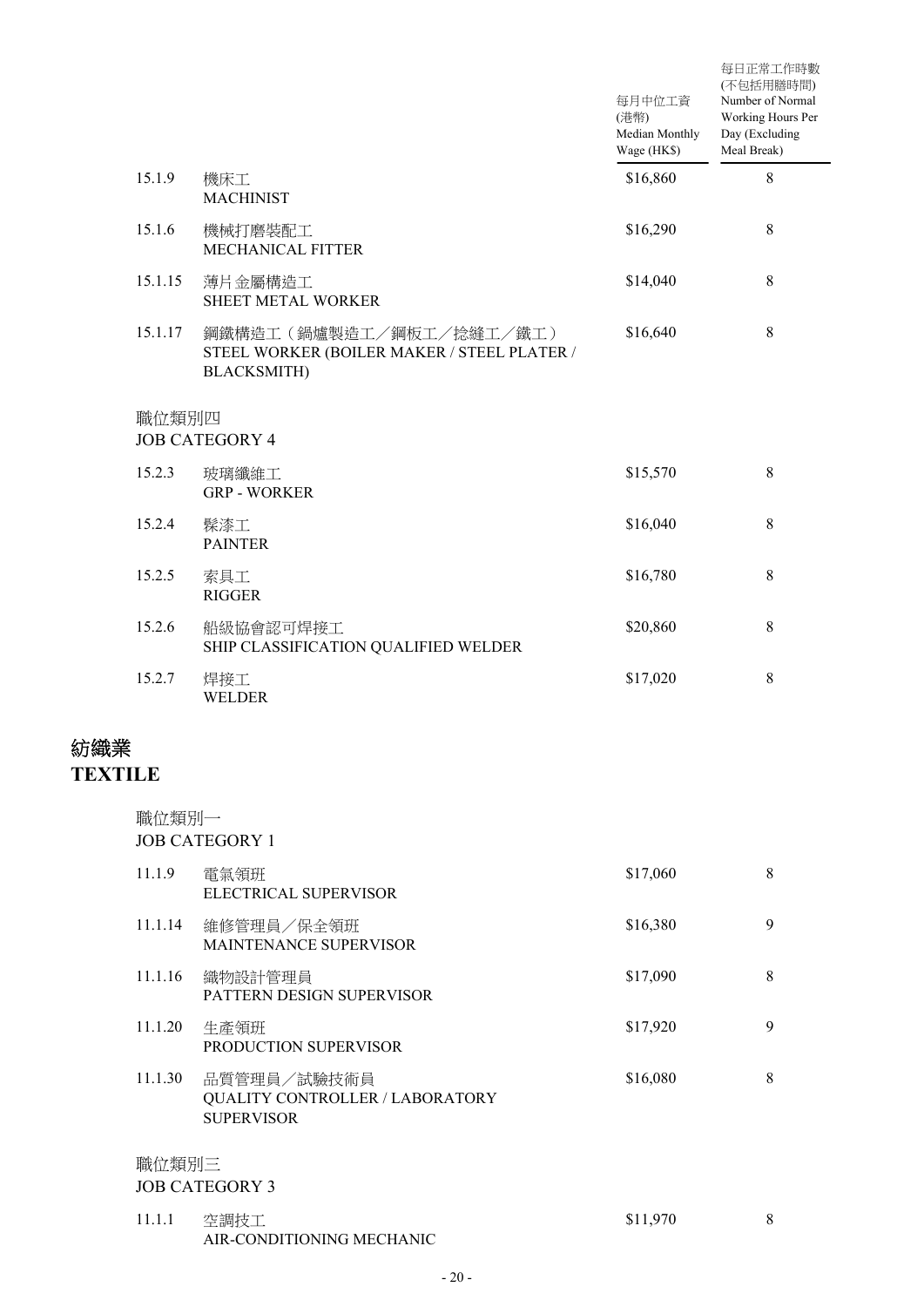| | | 每月中位工資 (港幣) Median Monthly Wage (HK$) | 每日正常工作時數 (不包括用膳時間) Number of Normal Working Hours Per Day (Excluding Meal Break) |
|---|---|---|---|
| 15.1.9 | 機床工<br>MACHINIST | $16,860 | 8 |
| 15.1.6 | 機械打磨裝配工<br>MECHANICAL FITTER | $16,290 | 8 |
| 15.1.15 | 薄片金屬構造工<br>SHEET METAL WORKER | $14,040 | 8 |
| 15.1.17 | 鋼鐵構造工（鍋爐製造工／鋼板工／捻縫工／鐵工）<br>STEEL WORKER (BOILER MAKER / STEEL PLATER / BLACKSMITH) | $16,640 | 8 |
| 職位類別四<br>JOB CATEGORY 4 | | | |
| 15.2.3 | 玻璃纖維工<br>GRP - WORKER | $15,570 | 8 |
| 15.2.4 | 髹漆工<br>PAINTER | $16,040 | 8 |
| 15.2.5 | 索具工<br>RIGGER | $16,780 | 8 |
| 15.2.6 | 船級協會認可焊接工<br>SHIP CLASSIFICATION QUALIFIED WELDER | $20,860 | 8 |
| 15.2.7 | 焊接工<br>WELDER | $17,020 | 8 |

## 紡織業
## TEXTILE

| | | 每月中位工資 (港幣) Median Monthly Wage (HK$) | 每日正常工作時數 (不包括用膳時間) Number of Normal Working Hours Per Day (Excluding Meal Break) |
|---|---|---|---|
| 職位類別一<br>JOB CATEGORY 1 | | | |
| 11.1.9 | 電氣領班<br>ELECTRICAL SUPERVISOR | $17,060 | 8 |
| 11.1.14 | 維修管理員／保全領班<br>MAINTENANCE SUPERVISOR | $16,380 | 9 |
| 11.1.16 | 織物設計管理員<br>PATTERN DESIGN SUPERVISOR | $17,090 | 8 |
| 11.1.20 | 生產領班<br>PRODUCTION SUPERVISOR | $17,920 | 9 |
| 11.1.30 | 品質管理員／試驗技術員<br>QUALITY CONTROLLER / LABORATORY SUPERVISOR | $16,080 | 8 |
| 職位類別三<br>JOB CATEGORY 3 | | | |
| 11.1.1 | 空調技工<br>AIR-CONDITIONING MECHANIC | $11,970 | 8 |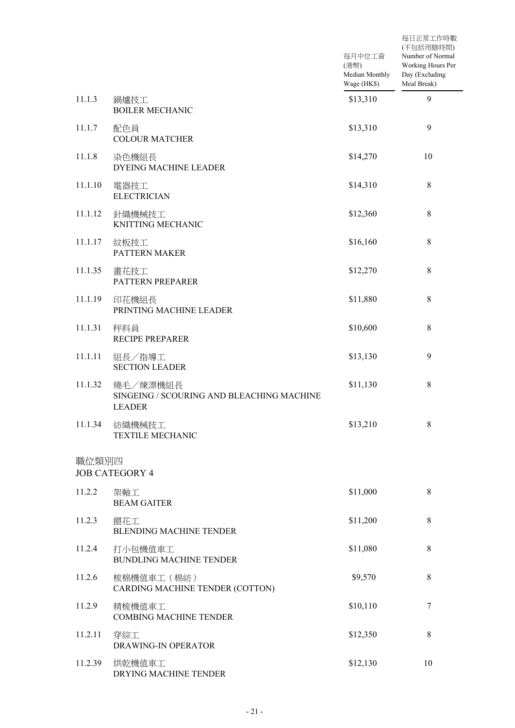| | | 每月中位工資 (港幣) Median Monthly Wage (HK$) | 每日正常工作時數 (不包括用膳時間) Number of Normal Working Hours Per Day (Excluding Meal Break) |
|---|---|---|---|
| 11.1.3 | 鍋爐技工 BOILER MECHANIC | $13,310 | 9 |
| 11.1.7 | 配色員 COLOUR MATCHER | $13,310 | 9 |
| 11.1.8 | 染色機組長 DYEING MACHINE LEADER | $14,270 | 10 |
| 11.1.10 | 電器技工 ELECTRICIAN | $14,310 | 8 |
| 11.1.12 | 針織機械技工 KNITTING MECHANIC | $12,360 | 8 |
| 11.1.17 | 紋板技工 PATTERN MAKER | $16,160 | 8 |
| 11.1.35 | 畫花技工 PATTERN PREPARER | $12,270 | 8 |
| 11.1.19 | 印花機組長 PRINTING MACHINE LEADER | $11,880 | 8 |
| 11.1.31 | 秤料員 RECIPE PREPARER | $10,600 | 8 |
| 11.1.11 | 組長／指導工 SECTION LEADER | $13,130 | 9 |
| 11.1.32 | 燒毛／煉漂機組長 SINGEING / SCOURING AND BLEACHING MACHINE LEADER | $11,130 | 8 |
| 11.1.34 | 紡織機械技工 TEXTILE MECHANIC | $13,210 | 8 |

## 職位類別四
## JOB CATEGORY 4

| | | 每月中位工資 (港幣) Median Monthly Wage (HK$) | 每日正常工作時數 (不包括用膳時間) Number of Normal Working Hours Per Day (Excluding Meal Break) |
|---|---|---|---|
| 11.2.2 | 架軸工 BEAM GAITER | $11,000 | 8 |
| 11.2.3 | 餵花工 BLENDING MACHINE TENDER | $11,200 | 8 |
| 11.2.4 | 打小包機值車工 BUNDLING MACHINE TENDER | $11,080 | 8 |
| 11.2.6 | 梳棉機值車工（棉紡） CARDING MACHINE TENDER (COTTON) | $9,570 | 8 |
| 11.2.9 | 精梳機值車工 COMBING MACHINE TENDER | $10,110 | 7 |
| 11.2.11 | 穿綜工 DRAWING-IN OPERATOR | $12,350 | 8 |
| 11.2.39 | 烘乾機值車工 DRYING MACHINE TENDER | $12,130 | 10 |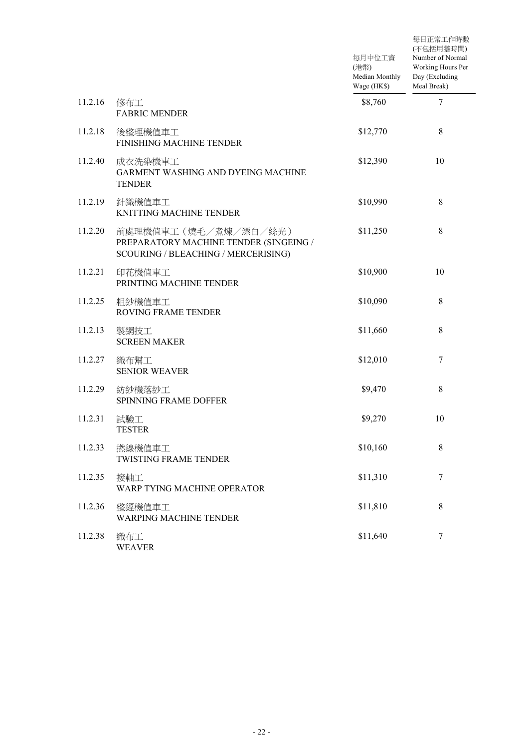| | | 每月中位工資 (港幣) Median Monthly Wage (HK$) | 每日正常工作時數 (不包括用膳時間) Number of Normal Working Hours Per Day (Excluding Meal Break) |
|---|---|---|---|
| 11.2.16 | 修布工<br>FABRIC MENDER | $8,760 | 7 |
| 11.2.18 | 後整理機值車工<br>FINISHING MACHINE TENDER | $12,770 | 8 |
| 11.2.40 | 成衣洗染機車工<br>GARMENT WASHING AND DYEING MACHINE TENDER | $12,390 | 10 |
| 11.2.19 | 針織機值車工<br>KNITTING MACHINE TENDER | $10,990 | 8 |
| 11.2.20 | 前處理機值車工（燒毛／煮煉／漂白／絲光）<br>PREPARATORY MACHINE TENDER (SINGEING / SCOURING / BLEACHING / MERCERISING) | $11,250 | 8 |
| 11.2.21 | 印花機值車工<br>PRINTING MACHINE TENDER | $10,900 | 10 |
| 11.2.25 | 粗紗機值車工<br>ROVING FRAME TENDER | $10,090 | 8 |
| 11.2.13 | 製網技工<br>SCREEN MAKER | $11,660 | 8 |
| 11.2.27 | 織布幫工<br>SENIOR WEAVER | $12,010 | 7 |
| 11.2.29 | 紡紗機落紗工<br>SPINNING FRAME DOFFER | $9,470 | 8 |
| 11.2.31 | 試驗工<br>TESTER | $9,270 | 10 |
| 11.2.33 | 撚線機值車工<br>TWISTING FRAME TENDER | $10,160 | 8 |
| 11.2.35 | 接軸工<br>WARP TYING MACHINE OPERATOR | $11,310 | 7 |
| 11.2.36 | 整經機值車工<br>WARPING MACHINE TENDER | $11,810 | 8 |
| 11.2.38 | 織布工<br>WEAVER | $11,640 | 7 |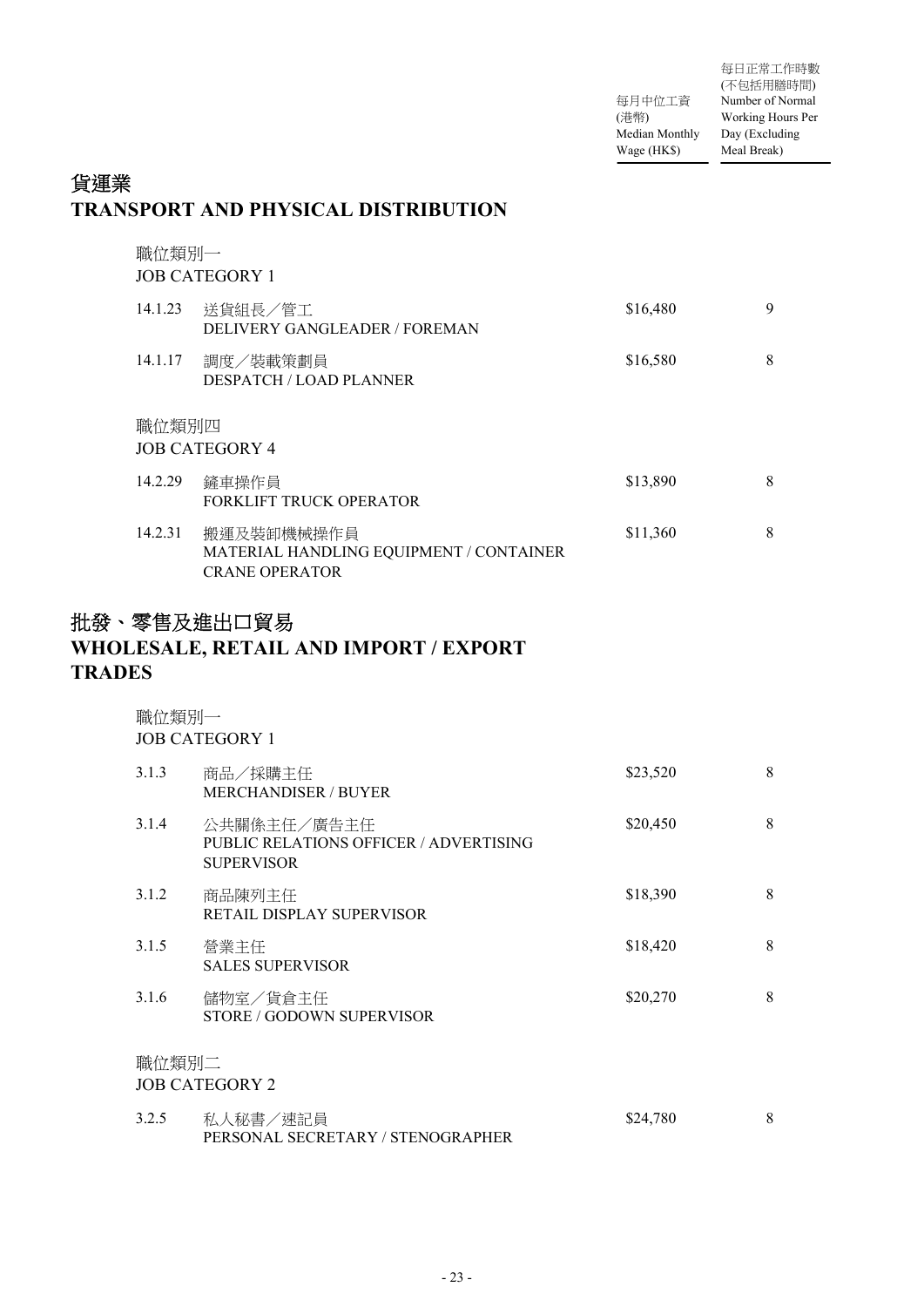| | | 每月中位工資 (港幣) Median Monthly Wage (HK$) | 每日正常工作時數 (不包括用膳時間) Number of Normal Working Hours Per Day (Excluding Meal Break) |
|---|---|---|---|

## 貨運業
## TRANSPORT AND PHYSICAL DISTRIBUTION

職位類別一
JOB CATEGORY 1

| | | | |
|---|---|---|---|
| 14.1.23 | 送貨組長／管工<br>DELIVERY GANGLEADER / FOREMAN | $16,480 | 9 |
| 14.1.17 | 調度／裝載策劃員<br>DESPATCH / LOAD PLANNER | $16,580 | 8 |

職位類別四
JOB CATEGORY 4

| | | | |
|---|---|---|---|
| 14.2.29 | 鏟車操作員<br>FORKLIFT TRUCK OPERATOR | $13,890 | 8 |
| 14.2.31 | 搬運及裝卸機械操作員<br>MATERIAL HANDLING EQUIPMENT / CONTAINER CRANE OPERATOR | $11,360 | 8 |

## 批發、零售及進出口貿易
## WHOLESALE, RETAIL AND IMPORT / EXPORT TRADES

職位類別一
JOB CATEGORY 1

| | | | |
|---|---|---|---|
| 3.1.3 | 商品／採購主任<br>MERCHANDISER / BUYER | $23,520 | 8 |
| 3.1.4 | 公共關係主任／廣告主任<br>PUBLIC RELATIONS OFFICER / ADVERTISING SUPERVISOR | $20,450 | 8 |
| 3.1.2 | 商品陳列主任<br>RETAIL DISPLAY SUPERVISOR | $18,390 | 8 |
| 3.1.5 | 營業主任<br>SALES SUPERVISOR | $18,420 | 8 |
| 3.1.6 | 儲物室／貨倉主任<br>STORE / GODOWN SUPERVISOR | $20,270 | 8 |

職位類別二
JOB CATEGORY 2

| | | | |
|---|---|---|---|
| 3.2.5 | 私人秘書／速記員<br>PERSONAL SECRETARY / STENOGRAPHER | $24,780 | 8 |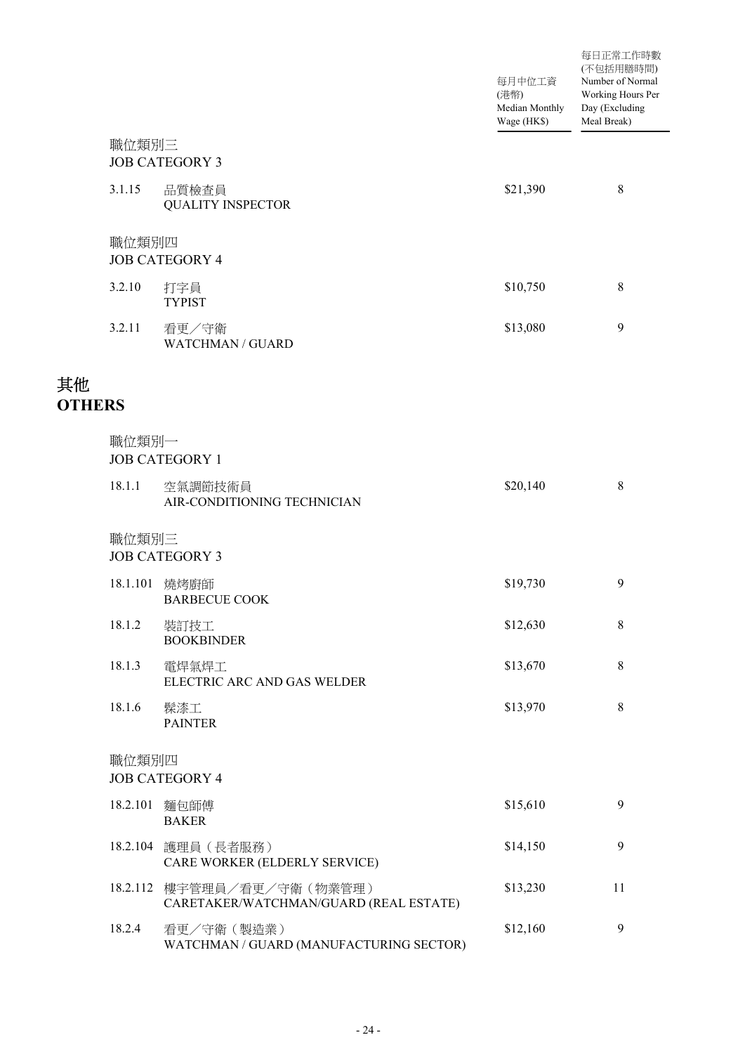| | | 每月中位工資 (港幣) Median Monthly Wage (HK$) | 每日正常工作時數 (不包括用膳時間) Number of Normal Working Hours Per Day (Excluding Meal Break) |
|---|---|---|---|
| 職位類別三 JOB CATEGORY 3 | | | |
| 3.1.15 | 品質檢查員 QUALITY INSPECTOR | $21,390 | 8 |
| 職位類別四 JOB CATEGORY 4 | | | |
| 3.2.10 | 打字員 TYPIST | $10,750 | 8 |
| 3.2.11 | 看更／守衛 WATCHMAN / GUARD | $13,080 | 9 |

# 其他
# OTHERS

| | | 每月中位工資 (港幣) Median Monthly Wage (HK$) | 每日正常工作時數 (不包括用膳時間) Number of Normal Working Hours Per Day (Excluding Meal Break) |
|---|---|---|---|
| 職位類別一 JOB CATEGORY 1 | | | |
| 18.1.1 | 空氣調節技術員 AIR-CONDITIONING TECHNICIAN | $20,140 | 8 |
| 職位類別三 JOB CATEGORY 3 | | | |
| 18.1.101 | 燒烤廚師 BARBECUE COOK | $19,730 | 9 |
| 18.1.2 | 裝訂技工 BOOKBINDER | $12,630 | 8 |
| 18.1.3 | 電焊氣焊工 ELECTRIC ARC AND GAS WELDER | $13,670 | 8 |
| 18.1.6 | 髹漆工 PAINTER | $13,970 | 8 |
| 職位類別四 JOB CATEGORY 4 | | | |
| 18.2.101 | 麵包師傅 BAKER | $15,610 | 9 |
| 18.2.104 | 護理員（長者服務） CARE WORKER (ELDERLY SERVICE) | $14,150 | 9 |
| 18.2.112 | 樓宇管理員／看更／守衛（物業管理） CARETAKER/WATCHMAN/GUARD (REAL ESTATE) | $13,230 | 11 |
| 18.2.4 | 看更／守衛（製造業） WATCHMAN / GUARD (MANUFACTURING SECTOR) | $12,160 | 9 |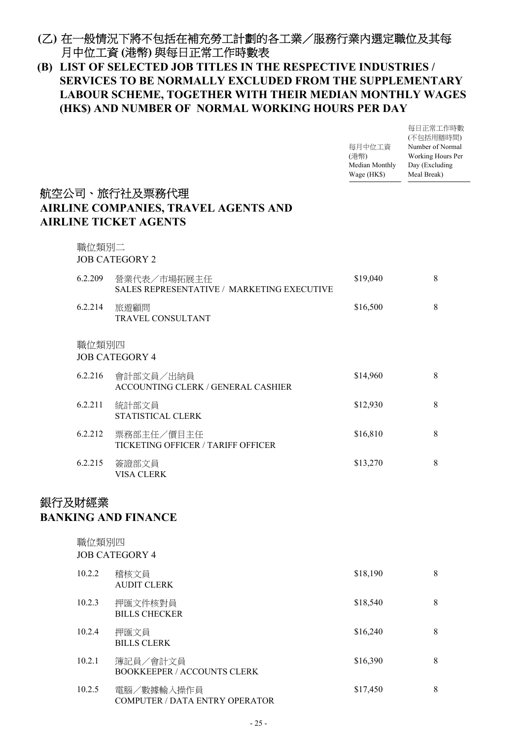## (乙) 在一般情況下將不包括在補充勞工計劃的各工業／服務行業內選定職位及其每月中位工資 (港幣) 與每日正常工作時數表

## (B) LIST OF SELECTED JOB TITLES IN THE RESPECTIVE INDUSTRIES / SERVICES TO BE NORMALLY EXCLUDED FROM THE SUPPLEMENTARY LABOUR SCHEME, TOGETHER WITH THEIR MEDIAN MONTHLY WAGES (HK$) AND NUMBER OF NORMAL WORKING HOURS PER DAY

| | | 每月中位工資 (港幣) Median Monthly Wage (HK$) | 每日正常工作時數 (不包括用膳時間) Number of Normal Working Hours Per Day (Excluding Meal Break) |
|---|---|---|---|
| **航空公司、旅行社及票務代理 AIRLINE COMPANIES, TRAVEL AGENTS AND AIRLINE TICKET AGENTS** | | | |
| 職位類別二 JOB CATEGORY 2 | | | |
| 6.2.209 | 營業代表／市場拓展主任 SALES REPRESENTATIVE / MARKETING EXECUTIVE | $19,040 | 8 |
| 6.2.214 | 旅遊顧問 TRAVEL CONSULTANT | $16,500 | 8 |
| 職位類別四 JOB CATEGORY 4 | | | |
| 6.2.216 | 會計部文員／出納員 ACCOUNTING CLERK / GENERAL CASHIER | $14,960 | 8 |
| 6.2.211 | 統計部文員 STATISTICAL CLERK | $12,930 | 8 |
| 6.2.212 | 票務部主任／價目主任 TICKETING OFFICER / TARIFF OFFICER | $16,810 | 8 |
| 6.2.215 | 簽證部文員 VISA CLERK | $13,270 | 8 |
| **銀行及財經業 BANKING AND FINANCE** | | | |
| 職位類別四 JOB CATEGORY 4 | | | |
| 10.2.2 | 稽核文員 AUDIT CLERK | $18,190 | 8 |
| 10.2.3 | 押匯文件核對員 BILLS CHECKER | $18,540 | 8 |
| 10.2.4 | 押匯文員 BILLS CLERK | $16,240 | 8 |
| 10.2.1 | 簿記員／會計文員 BOOKKEEPER / ACCOUNTS CLERK | $16,390 | 8 |
| 10.2.5 | 電腦／數據輸入操作員 COMPUTER / DATA ENTRY OPERATOR | $17,450 | 8 |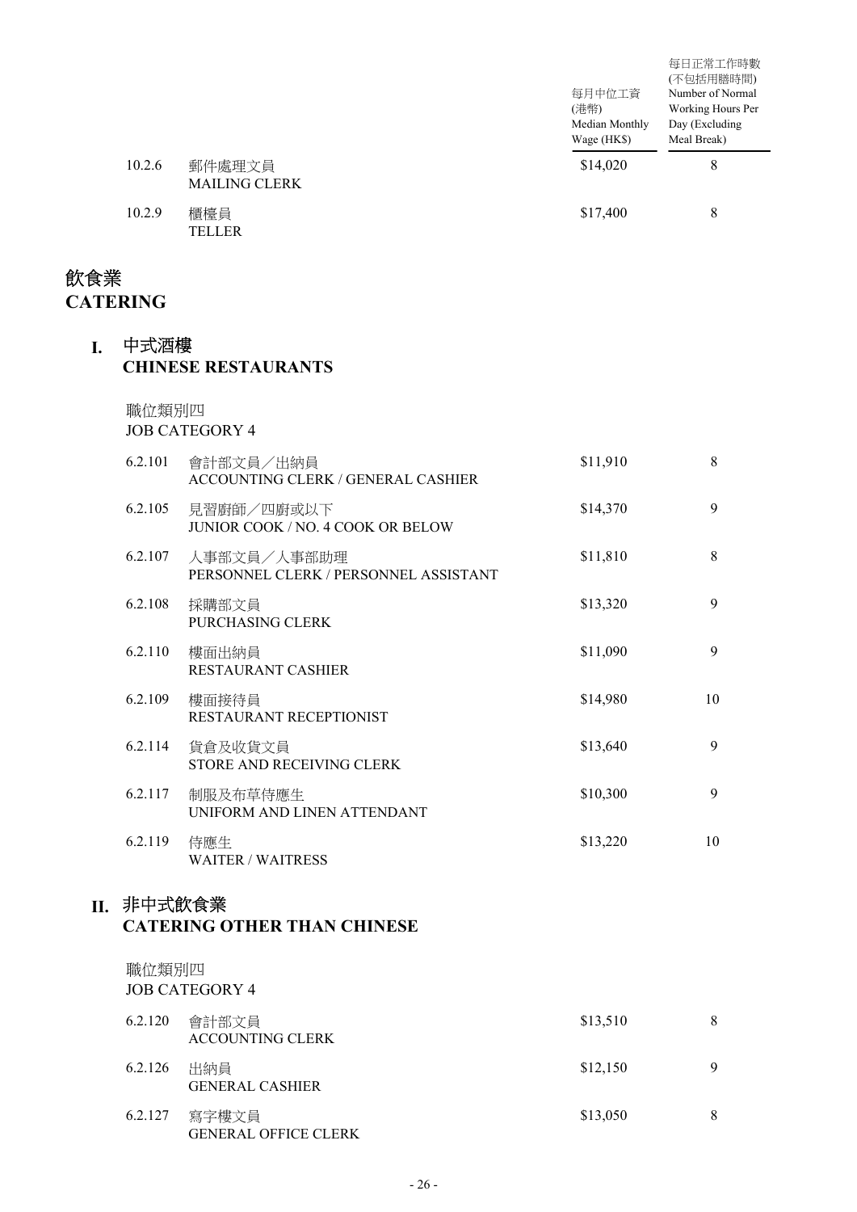| | | 每月中位工資 (港幣) Median Monthly Wage (HK$) | 每日正常工作時數 (不包括用膳時間) Number of Normal Working Hours Per Day (Excluding Meal Break) |
|---|---|---|---|
| 10.2.6 | 郵件處理文員 MAILING CLERK | \$14,020 | 8 |
| 10.2.9 | 櫃檯員 TELLER | \$17,400 | 8 |

# 飲食業
# CATERING

## I. 中式酒樓 CHINESE RESTAURANTS

### 職位類別四 JOB CATEGORY 4

| | | 每月中位工資 (港幣) Median Monthly Wage (HK$) | 每日正常工作時數 (不包括用膳時間) Number of Normal Working Hours Per Day (Excluding Meal Break) |
|---|---|---|---|
| 6.2.101 | 會計部文員／出納員 ACCOUNTING CLERK / GENERAL CASHIER | \$11,910 | 8 |
| 6.2.105 | 見習廚師／四廚或以下 JUNIOR COOK / NO. 4 COOK OR BELOW | \$14,370 | 9 |
| 6.2.107 | 人事部文員／人事部助理 PERSONNEL CLERK / PERSONNEL ASSISTANT | \$11,810 | 8 |
| 6.2.108 | 採購部文員 PURCHASING CLERK | \$13,320 | 9 |
| 6.2.110 | 樓面出納員 RESTAURANT CASHIER | \$11,090 | 9 |
| 6.2.109 | 樓面接待員 RESTAURANT RECEPTIONIST | \$14,980 | 10 |
| 6.2.114 | 貨倉及收貨文員 STORE AND RECEIVING CLERK | \$13,640 | 9 |
| 6.2.117 | 制服及布草侍應生 UNIFORM AND LINEN ATTENDANT | \$10,300 | 9 |
| 6.2.119 | 侍應生 WAITER / WAITRESS | \$13,220 | 10 |

## II. 非中式飲食業 CATERING OTHER THAN CHINESE

### 職位類別四 JOB CATEGORY 4

| | | 每月中位工資 (港幣) Median Monthly Wage (HK$) | 每日正常工作時數 (不包括用膳時間) Number of Normal Working Hours Per Day (Excluding Meal Break) |
|---|---|---|---|
| 6.2.120 | 會計部文員 ACCOUNTING CLERK | \$13,510 | 8 |
| 6.2.126 | 出納員 GENERAL CASHIER | \$12,150 | 9 |
| 6.2.127 | 寫字樓文員 GENERAL OFFICE CLERK | \$13,050 | 8 |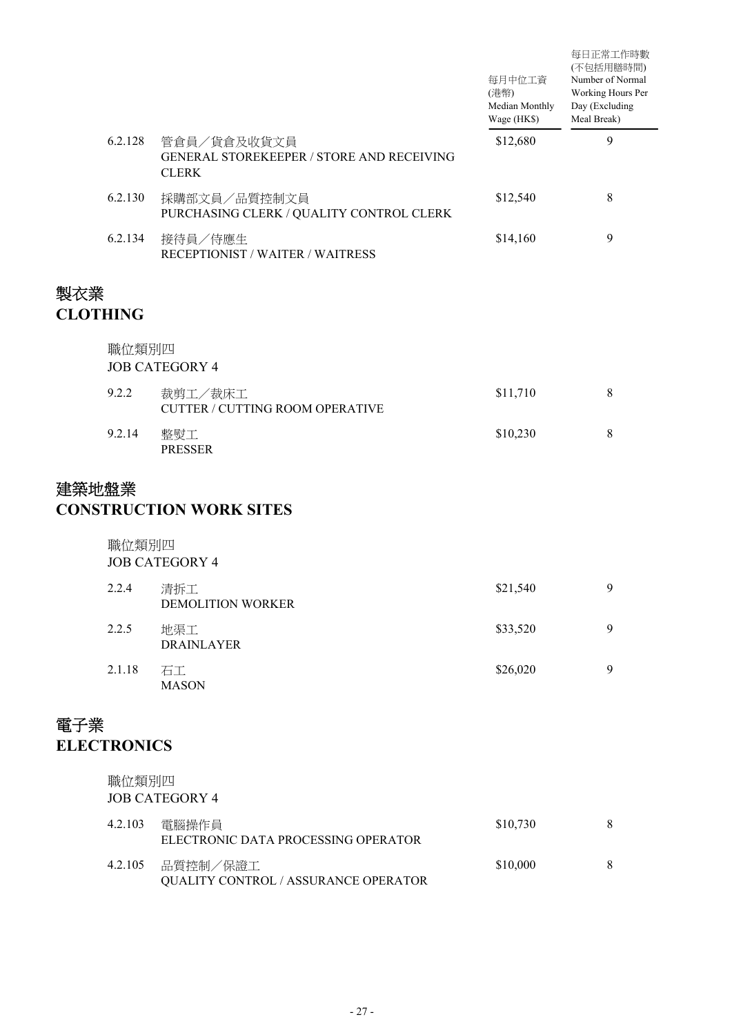| | | 每月中位工資 (港幣) Median Monthly Wage (HK$) | 每日正常工作時數 (不包括用膳時間) Number of Normal Working Hours Per Day (Excluding Meal Break) |
|---|---|---|---|
| 6.2.128 | 管倉員／貨倉及收貨文員<br>GENERAL STOREKEEPER / STORE AND RECEIVING CLERK | $12,680 | 9 |
| 6.2.130 | 採購部文員／品質控制文員<br>PURCHASING CLERK / QUALITY CONTROL CLERK | $12,540 | 8 |
| 6.2.134 | 接待員／侍應生<br>RECEPTIONIST / WAITER / WAITRESS | $14,160 | 9 |

## 製衣業
## CLOTHING

職位類別四
JOB CATEGORY 4

| | | | |
|---|---|---|---|
| 9.2.2 | 裁剪工／裁床工<br>CUTTER / CUTTING ROOM OPERATIVE | $11,710 | 8 |
| 9.2.14 | 整熨工<br>PRESSER | $10,230 | 8 |

## 建築地盤業
## CONSTRUCTION WORK SITES

職位類別四
JOB CATEGORY 4

| | | | |
|---|---|---|---|
| 2.2.4 | 清拆工<br>DEMOLITION WORKER | $21,540 | 9 |
| 2.2.5 | 地渠工<br>DRAINLAYER | $33,520 | 9 |
| 2.1.18 | 石工<br>MASON | $26,020 | 9 |

## 電子業
## ELECTRONICS

職位類別四
JOB CATEGORY 4

| | | | |
|---|---|---|---|
| 4.2.103 | 電腦操作員<br>ELECTRONIC DATA PROCESSING OPERATOR | $10,730 | 8 |
| 4.2.105 | 品質控制／保證工<br>QUALITY CONTROL / ASSURANCE OPERATOR | $10,000 | 8 |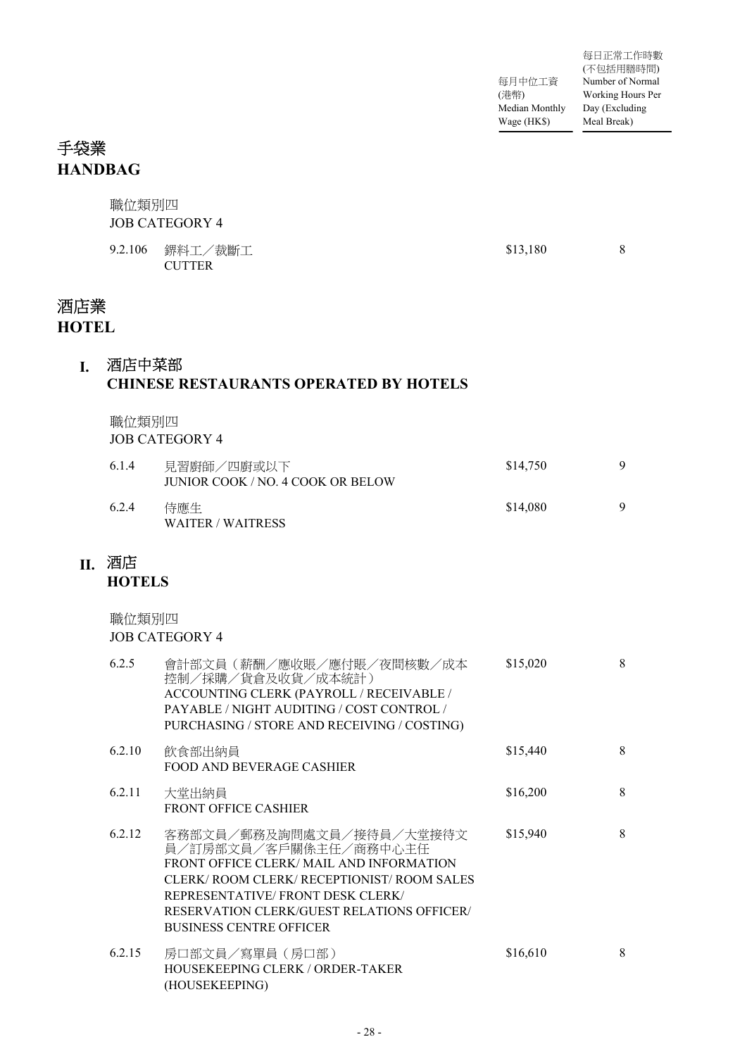| | | 每月中位工資 (港幣) Median Monthly Wage (HK$) | 每日正常工作時數 (不包括用膳時間) Number of Normal Working Hours Per Day (Excluding Meal Break) |
|---|---|---|---|

# 手袋業
# HANDBAG

職位類別四
JOB CATEGORY 4

| | | | |
|---|---|---|---|
| 9.2.106 | 鎅料工／裁斷工<br>CUTTER | $13,180 | 8 |

# 酒店業
# HOTEL

## I. 酒店中菜部
## CHINESE RESTAURANTS OPERATED BY HOTELS

職位類別四
JOB CATEGORY 4

| | | | |
|---|---|---|---|
| 6.1.4 | 見習廚師／四廚或以下<br>JUNIOR COOK / NO. 4 COOK OR BELOW | $14,750 | 9 |
| 6.2.4 | 侍應生<br>WAITER / WAITRESS | $14,080 | 9 |

## II. 酒店
## HOTELS

職位類別四
JOB CATEGORY 4

| | | | |
|---|---|---|---|
| 6.2.5 | 會計部文員（薪酬／應收賬／應付賬／夜間核數／成本控制／採購／貨倉及收貨／成本統計）<br>ACCOUNTING CLERK (PAYROLL / RECEIVABLE / PAYABLE / NIGHT AUDITING / COST CONTROL / PURCHASING / STORE AND RECEIVING / COSTING) | $15,020 | 8 |
| 6.2.10 | 飲食部出納員<br>FOOD AND BEVERAGE CASHIER | $15,440 | 8 |
| 6.2.11 | 大堂出納員<br>FRONT OFFICE CASHIER | $16,200 | 8 |
| 6.2.12 | 客務部文員／郵務及詢問處文員／接待員／大堂接待文員／訂房部文員／客戶關係主任／商務中心主任<br>FRONT OFFICE CLERK/ MAIL AND INFORMATION CLERK/ ROOM CLERK/ RECEPTIONIST/ ROOM SALES REPRESENTATIVE/ FRONT DESK CLERK/ RESERVATION CLERK/GUEST RELATIONS OFFICER/ BUSINESS CENTRE OFFICER | $15,940 | 8 |
| 6.2.15 | 房口部文員／寫單員（房口部）<br>HOUSEKEEPING CLERK / ORDER-TAKER (HOUSEKEEPING) | $16,610 | 8 |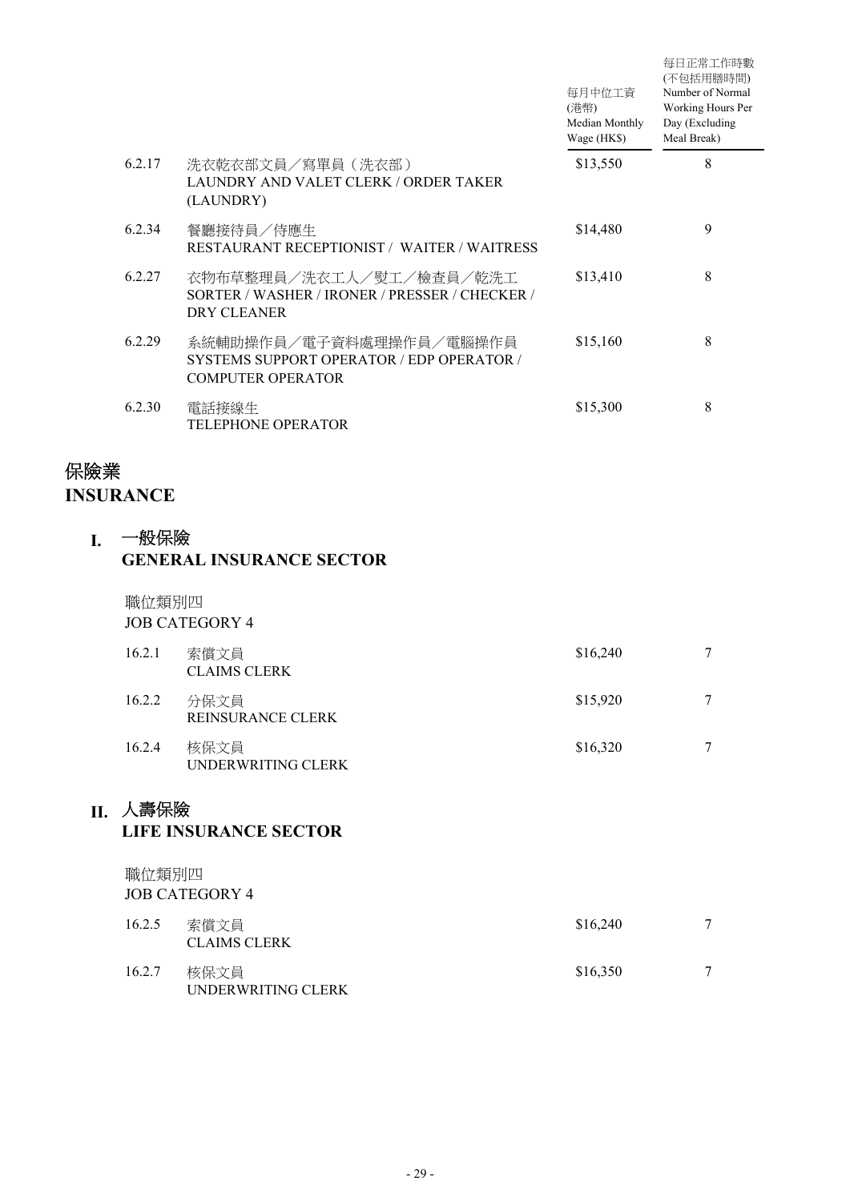| | | 每月中位工資 (港幣) Median Monthly Wage (HK$) | 每日正常工作時數 (不包括用膳時間) Number of Normal Working Hours Per Day (Excluding Meal Break) |
|---|---|---|---|
| 6.2.17 | 洗衣乾衣部文員／寫單員（洗衣部） LAUNDRY AND VALET CLERK / ORDER TAKER (LAUNDRY) | $13,550 | 8 |
| 6.2.34 | 餐廳接待員／侍應生 RESTAURANT RECEPTIONIST / WAITER / WAITRESS | $14,480 | 9 |
| 6.2.27 | 衣物布草整理員／洗衣工人／熨工／檢查員／乾洗工 SORTER / WASHER / IRONER / PRESSER / CHECKER / DRY CLEANER | $13,410 | 8 |
| 6.2.29 | 系統輔助操作員／電子資料處理操作員／電腦操作員 SYSTEMS SUPPORT OPERATOR / EDP OPERATOR / COMPUTER OPERATOR | $15,160 | 8 |
| 6.2.30 | 電話接線生 TELEPHONE OPERATOR | $15,300 | 8 |

# 保險業
# INSURANCE

## I. 一般保險 GENERAL INSURANCE SECTOR

職位類別四
JOB CATEGORY 4

| | | Median Monthly Wage (HK$) | Number of Normal Working Hours Per Day |
|---|---|---|---|
| 16.2.1 | 索償文員 CLAIMS CLERK | $16,240 | 7 |
| 16.2.2 | 分保文員 REINSURANCE CLERK | $15,920 | 7 |
| 16.2.4 | 核保文員 UNDERWRITING CLERK | $16,320 | 7 |

## II. 人壽保險 LIFE INSURANCE SECTOR

職位類別四
JOB CATEGORY 4

| | | Median Monthly Wage (HK$) | Number of Normal Working Hours Per Day |
|---|---|---|---|
| 16.2.5 | 索償文員 CLAIMS CLERK | $16,240 | 7 |
| 16.2.7 | 核保文員 UNDERWRITING CLERK | $16,350 | 7 |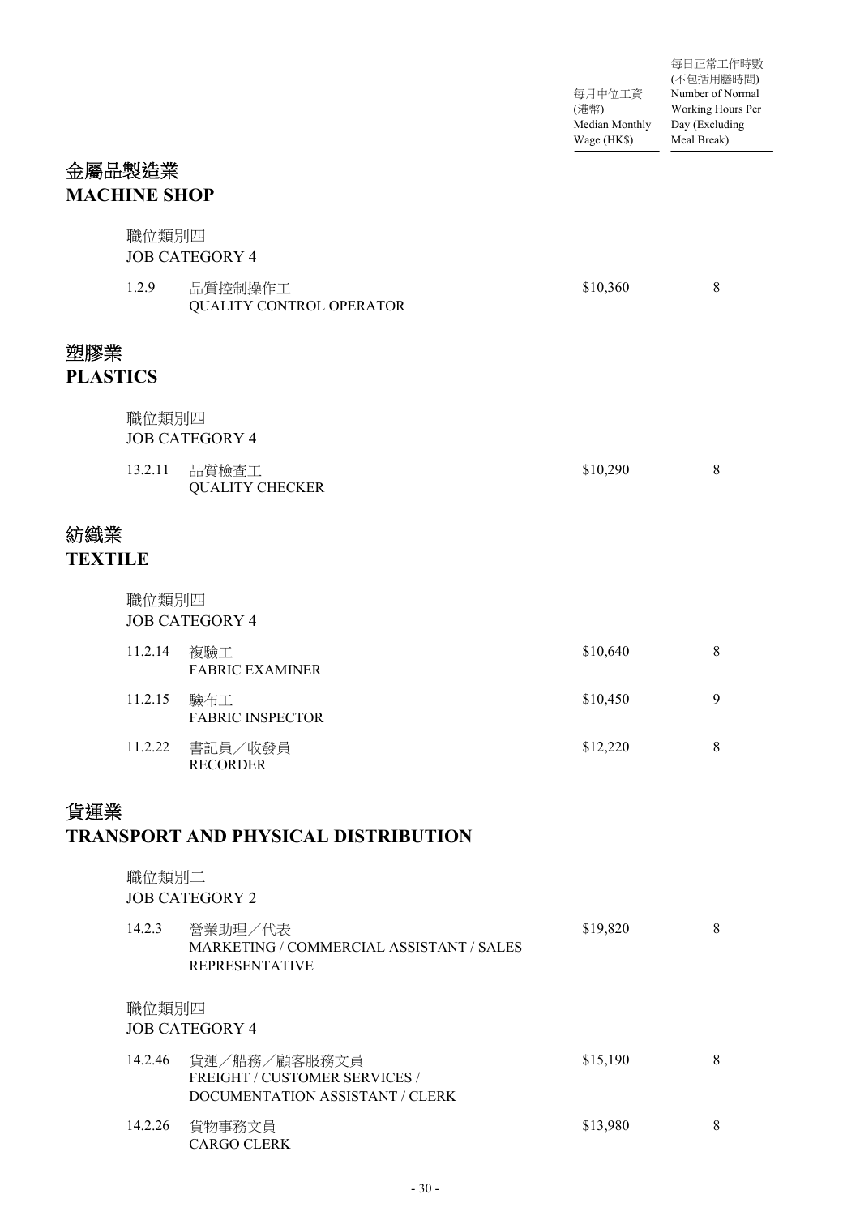| | | 每月中位工資 (港幣) Median Monthly Wage (HK$) | 每日正常工作時數 (不包括用膳時間) Number of Normal Working Hours Per Day (Excluding Meal Break) |
|---|---|---|---|

## 金屬品製造業
## MACHINE SHOP

職位類別四
JOB CATEGORY 4

| | | | |
|---|---|---|---|
| 1.2.9 | 品質控制操作工<br>QUALITY CONTROL OPERATOR | $10,360 | 8 |

## 塑膠業
## PLASTICS

職位類別四
JOB CATEGORY 4

| | | | |
|---|---|---|---|
| 13.2.11 | 品質檢查工<br>QUALITY CHECKER | $10,290 | 8 |

## 紡織業
## TEXTILE

職位類別四
JOB CATEGORY 4

| | | | |
|---|---|---|---|
| 11.2.14 | 複驗工<br>FABRIC EXAMINER | $10,640 | 8 |
| 11.2.15 | 驗布工<br>FABRIC INSPECTOR | $10,450 | 9 |
| 11.2.22 | 書記員／收發員<br>RECORDER | $12,220 | 8 |

## 貨運業
## TRANSPORT AND PHYSICAL DISTRIBUTION

職位類別二
JOB CATEGORY 2

| | | | |
|---|---|---|---|
| 14.2.3 | 營業助理／代表<br>MARKETING / COMMERCIAL ASSISTANT / SALES REPRESENTATIVE | $19,820 | 8 |

職位類別四
JOB CATEGORY 4

| | | | |
|---|---|---|---|
| 14.2.46 | 貨運／船務／顧客服務文員<br>FREIGHT / CUSTOMER SERVICES / DOCUMENTATION ASSISTANT / CLERK | $15,190 | 8 |
| 14.2.26 | 貨物事務文員<br>CARGO CLERK | $13,980 | 8 |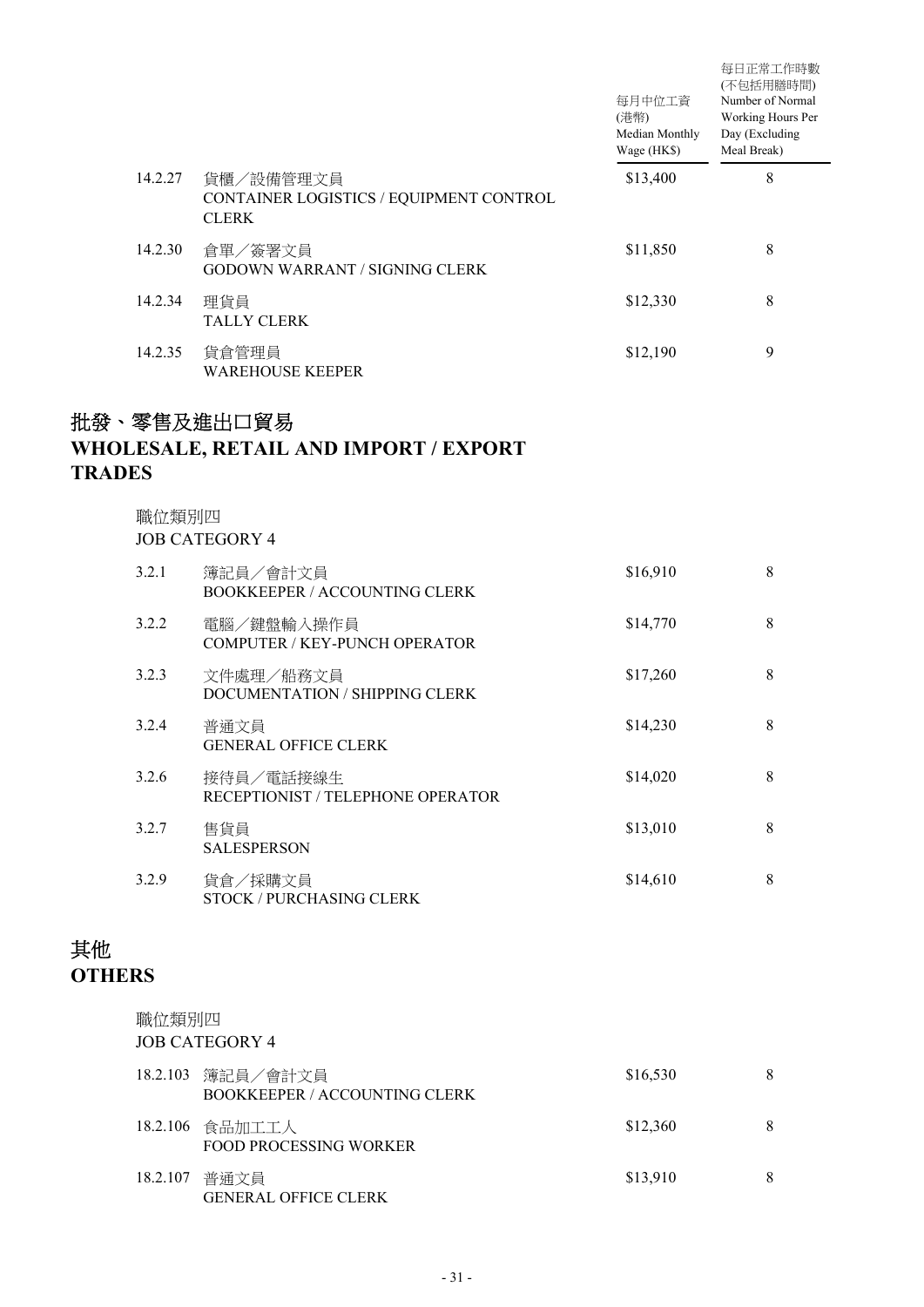| | | 每月中位工資 (港幣) Median Monthly Wage (HK$) | 每日正常工作時數 (不包括用膳時間) Number of Normal Working Hours Per Day (Excluding Meal Break) |
|---|---|---|---|
| 14.2.27 | 貨櫃／設備管理文員 CONTAINER LOGISTICS / EQUIPMENT CONTROL CLERK | $13,400 | 8 |
| 14.2.30 | 倉單／簽署文員 GODOWN WARRANT / SIGNING CLERK | $11,850 | 8 |
| 14.2.34 | 理貨員 TALLY CLERK | $12,330 | 8 |
| 14.2.35 | 貨倉管理員 WAREHOUSE KEEPER | $12,190 | 9 |

## 批發、零售及進出口貿易
## WHOLESALE, RETAIL AND IMPORT / EXPORT TRADES

職位類別四
JOB CATEGORY 4

| | | 每月中位工資 (港幣) Median Monthly Wage (HK$) | 每日正常工作時數 (不包括用膳時間) Number of Normal Working Hours Per Day (Excluding Meal Break) |
|---|---|---|---|
| 3.2.1 | 簿記員／會計文員 BOOKKEEPER / ACCOUNTING CLERK | $16,910 | 8 |
| 3.2.2 | 電腦／鍵盤輸入操作員 COMPUTER / KEY-PUNCH OPERATOR | $14,770 | 8 |
| 3.2.3 | 文件處理／船務文員 DOCUMENTATION / SHIPPING CLERK | $17,260 | 8 |
| 3.2.4 | 普通文員 GENERAL OFFICE CLERK | $14,230 | 8 |
| 3.2.6 | 接待員／電話接線生 RECEPTIONIST / TELEPHONE OPERATOR | $14,020 | 8 |
| 3.2.7 | 售貨員 SALESPERSON | $13,010 | 8 |
| 3.2.9 | 貨倉／採購文員 STOCK / PURCHASING CLERK | $14,610 | 8 |

## 其他
## OTHERS

職位類別四
JOB CATEGORY 4

| | | 每月中位工資 (港幣) Median Monthly Wage (HK$) | 每日正常工作時數 (不包括用膳時間) Number of Normal Working Hours Per Day (Excluding Meal Break) |
|---|---|---|---|
| 18.2.103 | 簿記員／會計文員 BOOKKEEPER / ACCOUNTING CLERK | $16,530 | 8 |
| 18.2.106 | 食品加工工人 FOOD PROCESSING WORKER | $12,360 | 8 |
| 18.2.107 | 普通文員 GENERAL OFFICE CLERK | $13,910 | 8 |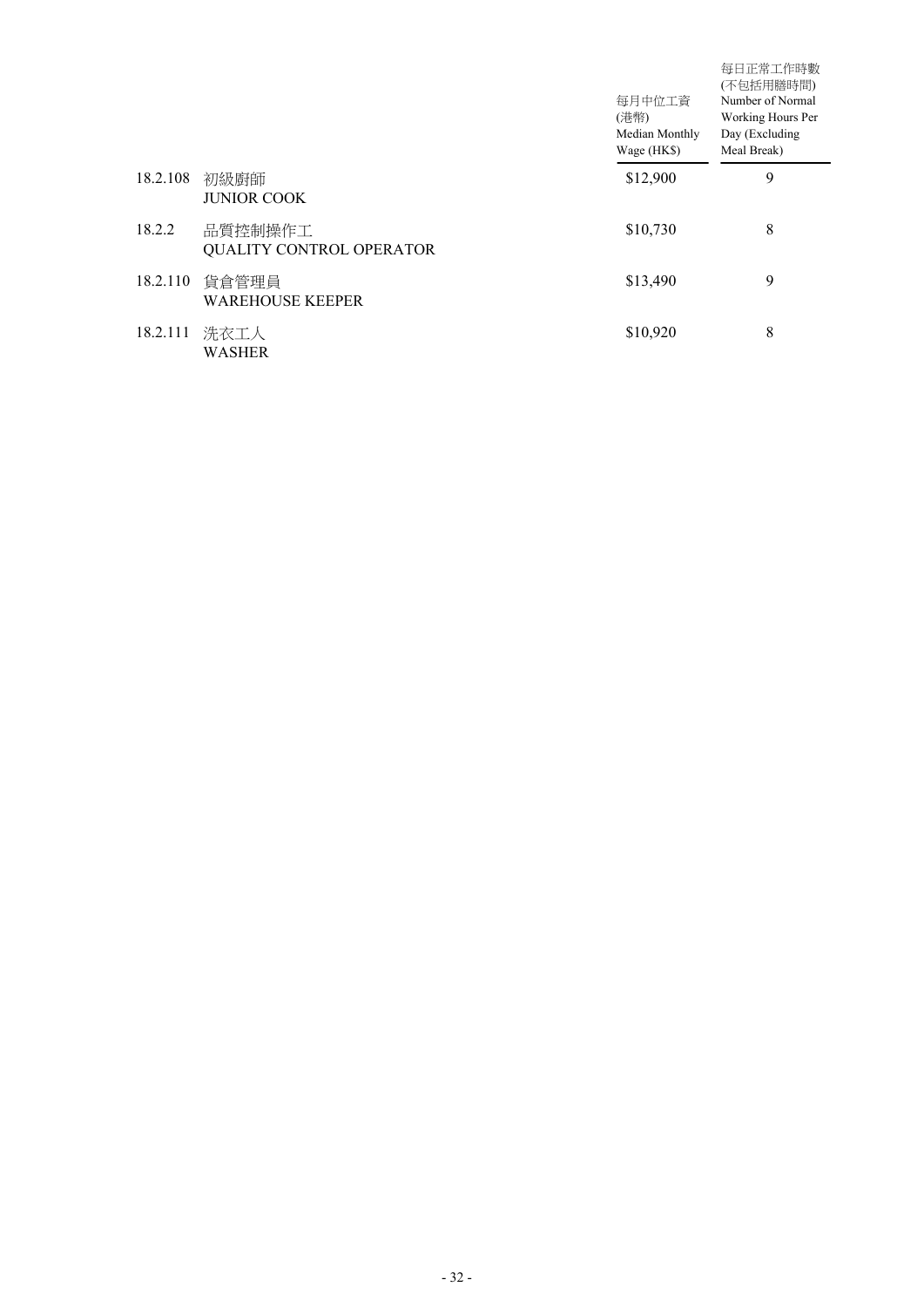| | | 每月中位工資 (港幣) Median Monthly Wage (HK$) | 每日正常工作時數 (不包括用膳時間) Number of Normal Working Hours Per Day (Excluding Meal Break) |
|---|---|---|---|
| 18.2.108 | 初級廚師 JUNIOR COOK | $12,900 | 9 |
| 18.2.2 | 品質控制操作工 QUALITY CONTROL OPERATOR | $10,730 | 8 |
| 18.2.110 | 貨倉管理員 WAREHOUSE KEEPER | $13,490 | 9 |
| 18.2.111 | 洗衣工人 WASHER | $10,920 | 8 |